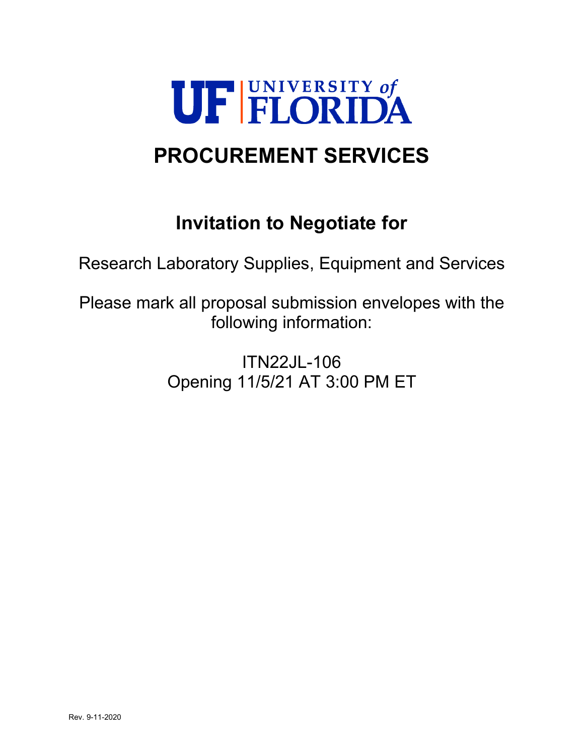UF | UNIVERSITY of FLORIDA

# PROCUREMENT SERVICES

## Invitation to Negotiate for

Research Laboratory Supplies, Equipment and Services

Please mark all proposal submission envelopes with the following information:

ITN22JL-106
Opening 11/5/21 AT 3:00 PM ET

Rev. 9-11-2020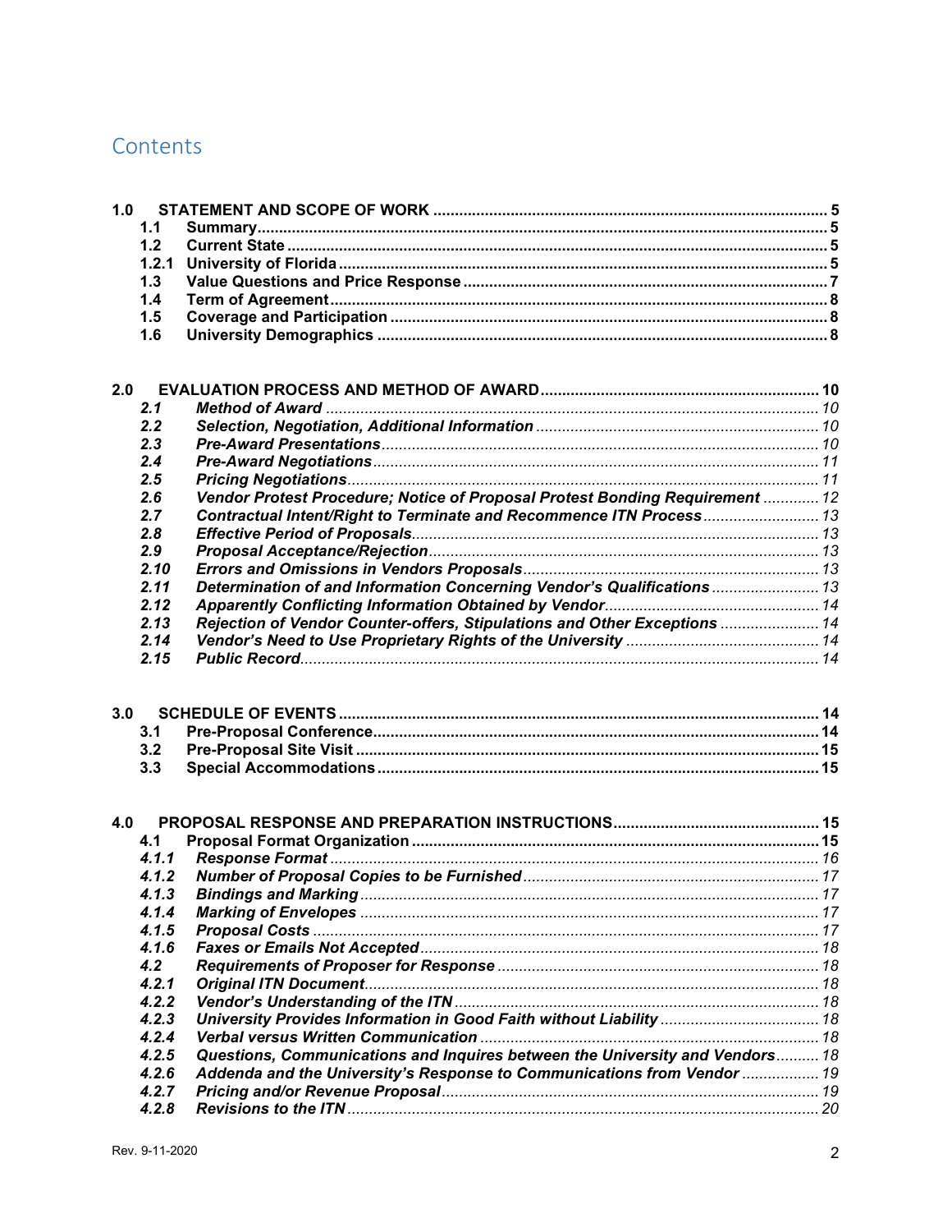# Contents

**1.0 STATEMENT AND SCOPE OF WORK** ..... **5**
- **1.1 Summary** ..... **5**
- **1.2 Current State** ..... **5**
- **1.2.1 University of Florida** ..... **5**
- **1.3 Value Questions and Price Response** ..... **7**
- **1.4 Term of Agreement** ..... **8**
- **1.5 Coverage and Participation** ..... **8**
- **1.6 University Demographics** ..... **8**

**2.0 EVALUATION PROCESS AND METHOD OF AWARD** ..... **10**
- ***2.1 Method of Award*** ..... *10*
- ***2.2 Selection, Negotiation, Additional Information*** ..... *10*
- ***2.3 Pre-Award Presentations*** ..... *10*
- ***2.4 Pre-Award Negotiations*** ..... *11*
- ***2.5 Pricing Negotiations*** ..... *11*
- ***2.6 Vendor Protest Procedure; Notice of Proposal Protest Bonding Requirement*** ..... *12*
- ***2.7 Contractual Intent/Right to Terminate and Recommence ITN Process*** ..... *13*
- ***2.8 Effective Period of Proposals*** ..... *13*
- ***2.9 Proposal Acceptance/Rejection*** ..... *13*
- ***2.10 Errors and Omissions in Vendors Proposals*** ..... *13*
- ***2.11 Determination of and Information Concerning Vendor's Qualifications*** ..... *13*
- ***2.12 Apparently Conflicting Information Obtained by Vendor*** ..... *14*
- ***2.13 Rejection of Vendor Counter-offers, Stipulations and Other Exceptions*** ..... *14*
- ***2.14 Vendor's Need to Use Proprietary Rights of the University*** ..... *14*
- ***2.15 Public Record*** ..... *14*

**3.0 SCHEDULE OF EVENTS** ..... **14**
- **3.1 Pre-Proposal Conference** ..... **14**
- **3.2 Pre-Proposal Site Visit** ..... **15**
- **3.3 Special Accommodations** ..... **15**

**4.0 PROPOSAL RESPONSE AND PREPARATION INSTRUCTIONS** ..... **15**
- **4.1 Proposal Format Organization** ..... **15**
- ***4.1.1 Response Format*** ..... *16*
- ***4.1.2 Number of Proposal Copies to be Furnished*** ..... *17*
- ***4.1.3 Bindings and Marking*** ..... *17*
- ***4.1.4 Marking of Envelopes*** ..... *17*
- ***4.1.5 Proposal Costs*** ..... *17*
- ***4.1.6 Faxes or Emails Not Accepted*** ..... *18*
- ***4.2 Requirements of Proposer for Response*** ..... *18*
- ***4.2.1 Original ITN Document*** ..... *18*
- ***4.2.2 Vendor's Understanding of the ITN*** ..... *18*
- ***4.2.3 University Provides Information in Good Faith without Liability*** ..... *18*
- ***4.2.4 Verbal versus Written Communication*** ..... *18*
- ***4.2.5 Questions, Communications and Inquires between the University and Vendors*** ..... *18*
- ***4.2.6 Addenda and the University's Response to Communications from Vendor*** ..... *19*
- ***4.2.7 Pricing and/or Revenue Proposal*** ..... *19*
- ***4.2.8 Revisions to the ITN*** ..... *20*

Rev. 9-11-2020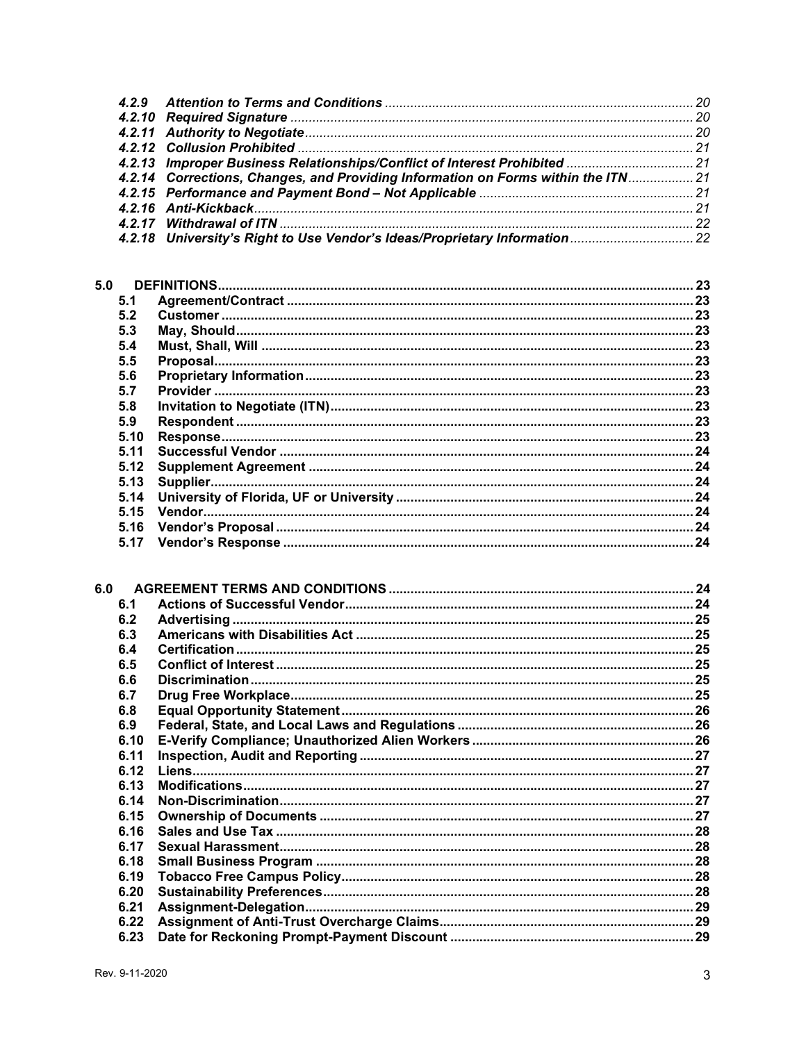- *4.2.9 Attention to Terms and Conditions* ........ 20
- *4.2.10 Required Signature* ........ 20
- *4.2.11 Authority to Negotiate* ........ 20
- *4.2.12 Collusion Prohibited* ........ 21
- *4.2.13 Improper Business Relationships/Conflict of Interest Prohibited* ........ 21
- *4.2.14 Corrections, Changes, and Providing Information on Forms within the ITN* ........ 21
- *4.2.15 Performance and Payment Bond – Not Applicable* ........ 21
- *4.2.16 Anti-Kickback* ........ 21
- *4.2.17 Withdrawal of ITN* ........ 22
- *4.2.18 University's Right to Use Vendor's Ideas/Proprietary Information* ........ 22

**5.0 DEFINITIONS** ........ 23

- **5.1 Agreement/Contract** ........ 23
- **5.2 Customer** ........ 23
- **5.3 May, Should** ........ 23
- **5.4 Must, Shall, Will** ........ 23
- **5.5 Proposal** ........ 23
- **5.6 Proprietary Information** ........ 23
- **5.7 Provider** ........ 23
- **5.8 Invitation to Negotiate (ITN)** ........ 23
- **5.9 Respondent** ........ 23
- **5.10 Response** ........ 23
- **5.11 Successful Vendor** ........ 24
- **5.12 Supplement Agreement** ........ 24
- **5.13 Supplier** ........ 24
- **5.14 University of Florida, UF or University** ........ 24
- **5.15 Vendor** ........ 24
- **5.16 Vendor's Proposal** ........ 24
- **5.17 Vendor's Response** ........ 24

**6.0 AGREEMENT TERMS AND CONDITIONS** ........ 24

- **6.1 Actions of Successful Vendor** ........ 24
- **6.2 Advertising** ........ 25
- **6.3 Americans with Disabilities Act** ........ 25
- **6.4 Certification** ........ 25
- **6.5 Conflict of Interest** ........ 25
- **6.6 Discrimination** ........ 25
- **6.7 Drug Free Workplace** ........ 25
- **6.8 Equal Opportunity Statement** ........ 26
- **6.9 Federal, State, and Local Laws and Regulations** ........ 26
- **6.10 E-Verify Compliance; Unauthorized Alien Workers** ........ 26
- **6.11 Inspection, Audit and Reporting** ........ 27
- **6.12 Liens** ........ 27
- **6.13 Modifications** ........ 27
- **6.14 Non-Discrimination** ........ 27
- **6.15 Ownership of Documents** ........ 27
- **6.16 Sales and Use Tax** ........ 28
- **6.17 Sexual Harassment** ........ 28
- **6.18 Small Business Program** ........ 28
- **6.19 Tobacco Free Campus Policy** ........ 28
- **6.20 Sustainability Preferences** ........ 28
- **6.21 Assignment-Delegation** ........ 29
- **6.22 Assignment of Anti-Trust Overcharge Claims** ........ 29
- **6.23 Date for Reckoning Prompt-Payment Discount** ........ 29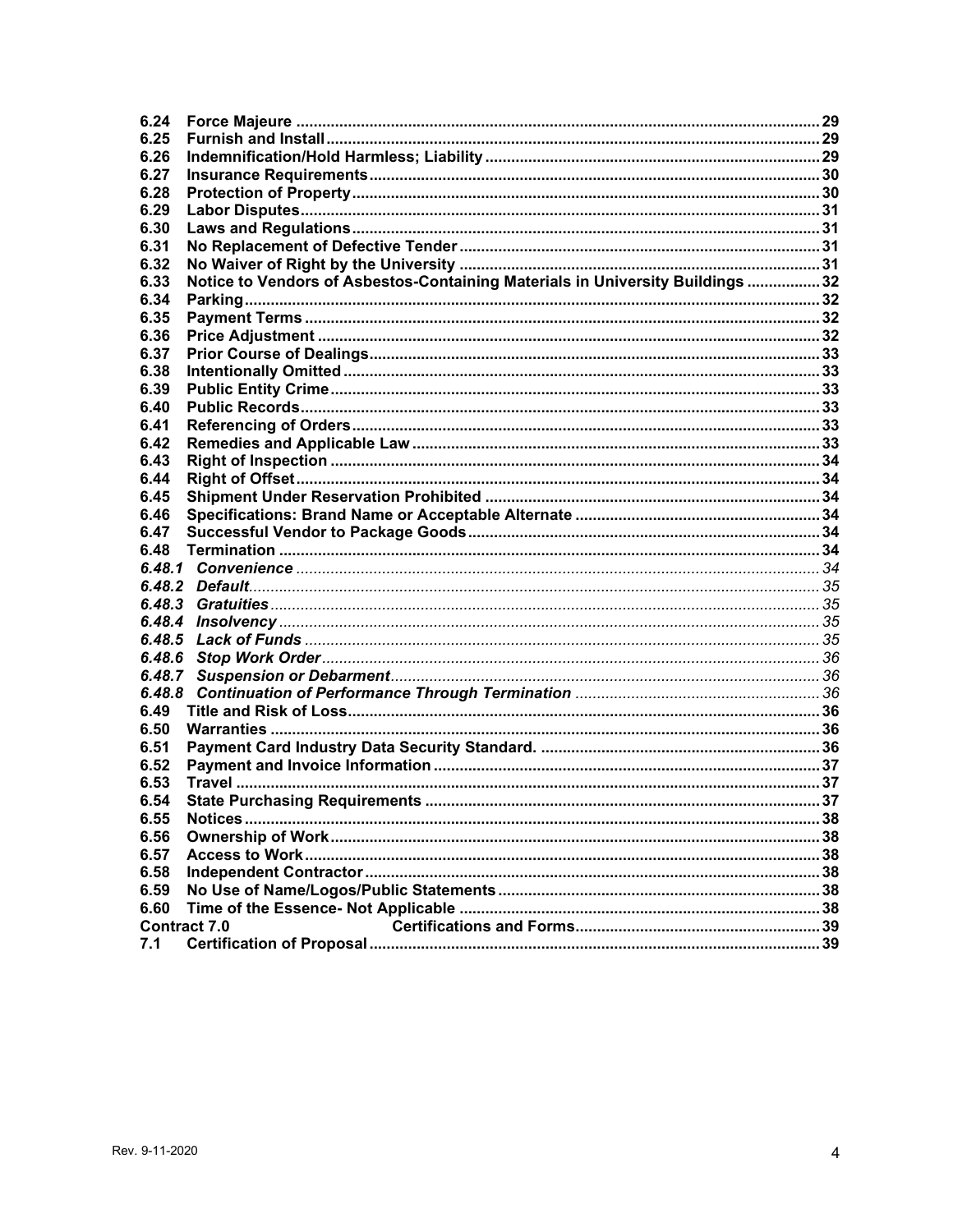| | | |
|---|---|---|
| **6.24** | **Force Majeure** | **29** |
| **6.25** | **Furnish and Install** | **29** |
| **6.26** | **Indemnification/Hold Harmless; Liability** | **29** |
| **6.27** | **Insurance Requirements** | **30** |
| **6.28** | **Protection of Property** | **30** |
| **6.29** | **Labor Disputes** | **31** |
| **6.30** | **Laws and Regulations** | **31** |
| **6.31** | **No Replacement of Defective Tender** | **31** |
| **6.32** | **No Waiver of Right by the University** | **31** |
| **6.33** | **Notice to Vendors of Asbestos-Containing Materials in University Buildings** | **32** |
| **6.34** | **Parking** | **32** |
| **6.35** | **Payment Terms** | **32** |
| **6.36** | **Price Adjustment** | **32** |
| **6.37** | **Prior Course of Dealings** | **33** |
| **6.38** | **Intentionally Omitted** | **33** |
| **6.39** | **Public Entity Crime** | **33** |
| **6.40** | **Public Records** | **33** |
| **6.41** | **Referencing of Orders** | **33** |
| **6.42** | **Remedies and Applicable Law** | **33** |
| **6.43** | **Right of Inspection** | **34** |
| **6.44** | **Right of Offset** | **34** |
| **6.45** | **Shipment Under Reservation Prohibited** | **34** |
| **6.46** | **Specifications: Brand Name or Acceptable Alternate** | **34** |
| **6.47** | **Successful Vendor to Package Goods** | **34** |
| **6.48** | **Termination** | **34** |
| ***6.48.1*** | ***Convenience*** | *34* |
| ***6.48.2*** | ***Default*** | *35* |
| ***6.48.3*** | ***Gratuities*** | *35* |
| ***6.48.4*** | ***Insolvency*** | *35* |
| ***6.48.5*** | ***Lack of Funds*** | *35* |
| ***6.48.6*** | ***Stop Work Order*** | *36* |
| ***6.48.7*** | ***Suspension or Debarment*** | *36* |
| ***6.48.8*** | ***Continuation of Performance Through Termination*** | *36* |
| **6.49** | **Title and Risk of Loss** | **36** |
| **6.50** | **Warranties** | **36** |
| **6.51** | **Payment Card Industry Data Security Standard.** | **36** |
| **6.52** | **Payment and Invoice Information** | **37** |
| **6.53** | **Travel** | **37** |
| **6.54** | **State Purchasing Requirements** | **37** |
| **6.55** | **Notices** | **38** |
| **6.56** | **Ownership of Work** | **38** |
| **6.57** | **Access to Work** | **38** |
| **6.58** | **Independent Contractor** | **38** |
| **6.59** | **No Use of Name/Logos/Public Statements** | **38** |
| **6.60** | **Time of the Essence- Not Applicable** | **38** |
| **Contract 7.0** | **Certifications and Forms** | **39** |
| **7.1** | **Certification of Proposal** | **39** |

Rev. 9-11-2020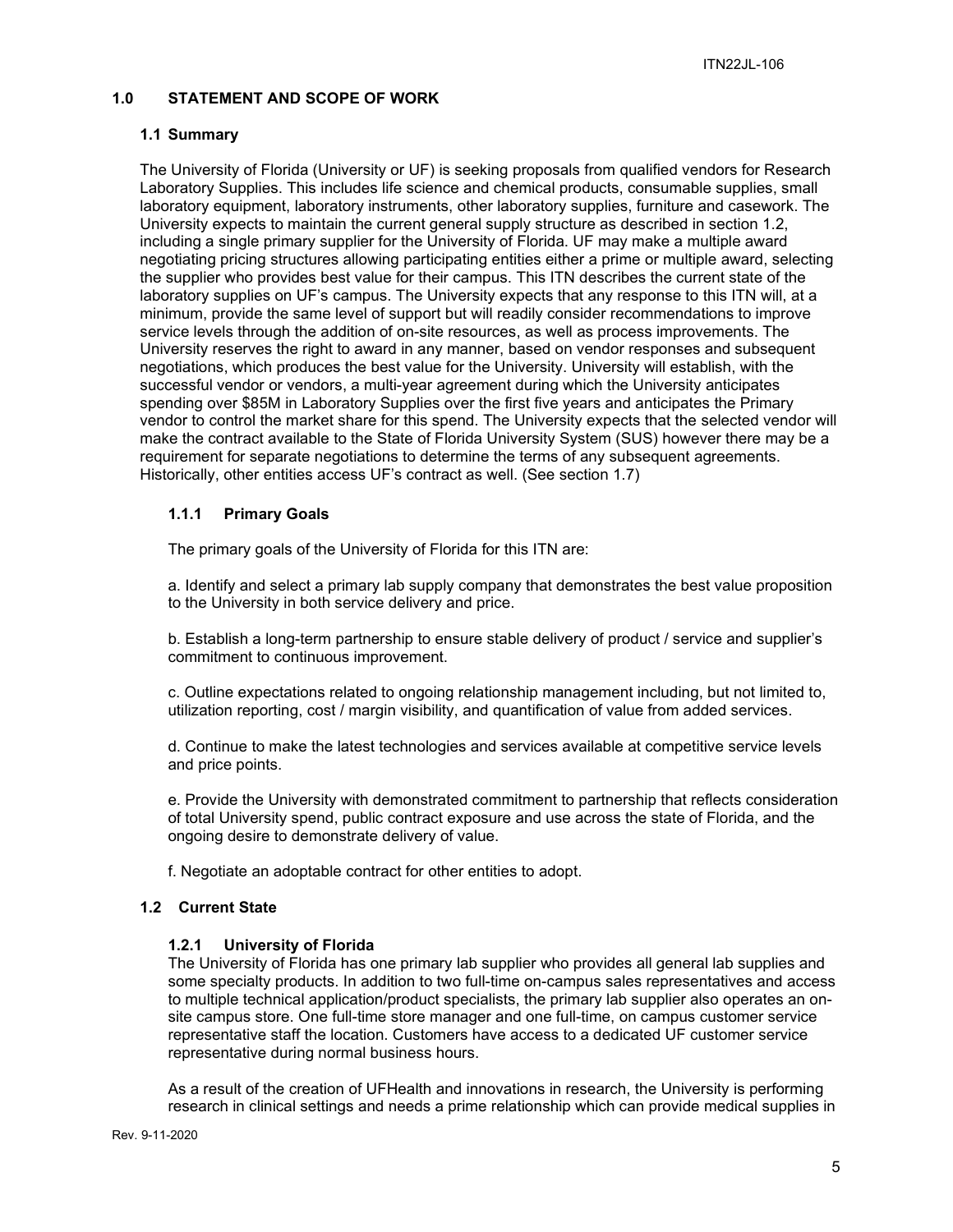## 1.0 STATEMENT AND SCOPE OF WORK

### 1.1 Summary

The University of Florida (University or UF) is seeking proposals from qualified vendors for Research Laboratory Supplies. This includes life science and chemical products, consumable supplies, small laboratory equipment, laboratory instruments, other laboratory supplies, furniture and casework. The University expects to maintain the current general supply structure as described in section 1.2, including a single primary supplier for the University of Florida. UF may make a multiple award negotiating pricing structures allowing participating entities either a prime or multiple award, selecting the supplier who provides best value for their campus. This ITN describes the current state of the laboratory supplies on UF's campus. The University expects that any response to this ITN will, at a minimum, provide the same level of support but will readily consider recommendations to improve service levels through the addition of on-site resources, as well as process improvements. The University reserves the right to award in any manner, based on vendor responses and subsequent negotiations, which produces the best value for the University. University will establish, with the successful vendor or vendors, a multi-year agreement during which the University anticipates spending over $85M in Laboratory Supplies over the first five years and anticipates the Primary vendor to control the market share for this spend. The University expects that the selected vendor will make the contract available to the State of Florida University System (SUS) however there may be a requirement for separate negotiations to determine the terms of any subsequent agreements. Historically, other entities access UF's contract as well. (See section 1.7)

#### 1.1.1 Primary Goals

The primary goals of the University of Florida for this ITN are:

a. Identify and select a primary lab supply company that demonstrates the best value proposition to the University in both service delivery and price.

b. Establish a long-term partnership to ensure stable delivery of product / service and supplier's commitment to continuous improvement.

c. Outline expectations related to ongoing relationship management including, but not limited to, utilization reporting, cost / margin visibility, and quantification of value from added services.

d. Continue to make the latest technologies and services available at competitive service levels and price points.

e. Provide the University with demonstrated commitment to partnership that reflects consideration of total University spend, public contract exposure and use across the state of Florida, and the ongoing desire to demonstrate delivery of value.

f. Negotiate an adoptable contract for other entities to adopt.

### 1.2 Current State

#### 1.2.1 University of Florida

The University of Florida has one primary lab supplier who provides all general lab supplies and some specialty products. In addition to two full-time on-campus sales representatives and access to multiple technical application/product specialists, the primary lab supplier also operates an on-site campus store. One full-time store manager and one full-time, on campus customer service representative staff the location. Customers have access to a dedicated UF customer service representative during normal business hours.

As a result of the creation of UFHealth and innovations in research, the University is performing research in clinical settings and needs a prime relationship which can provide medical supplies in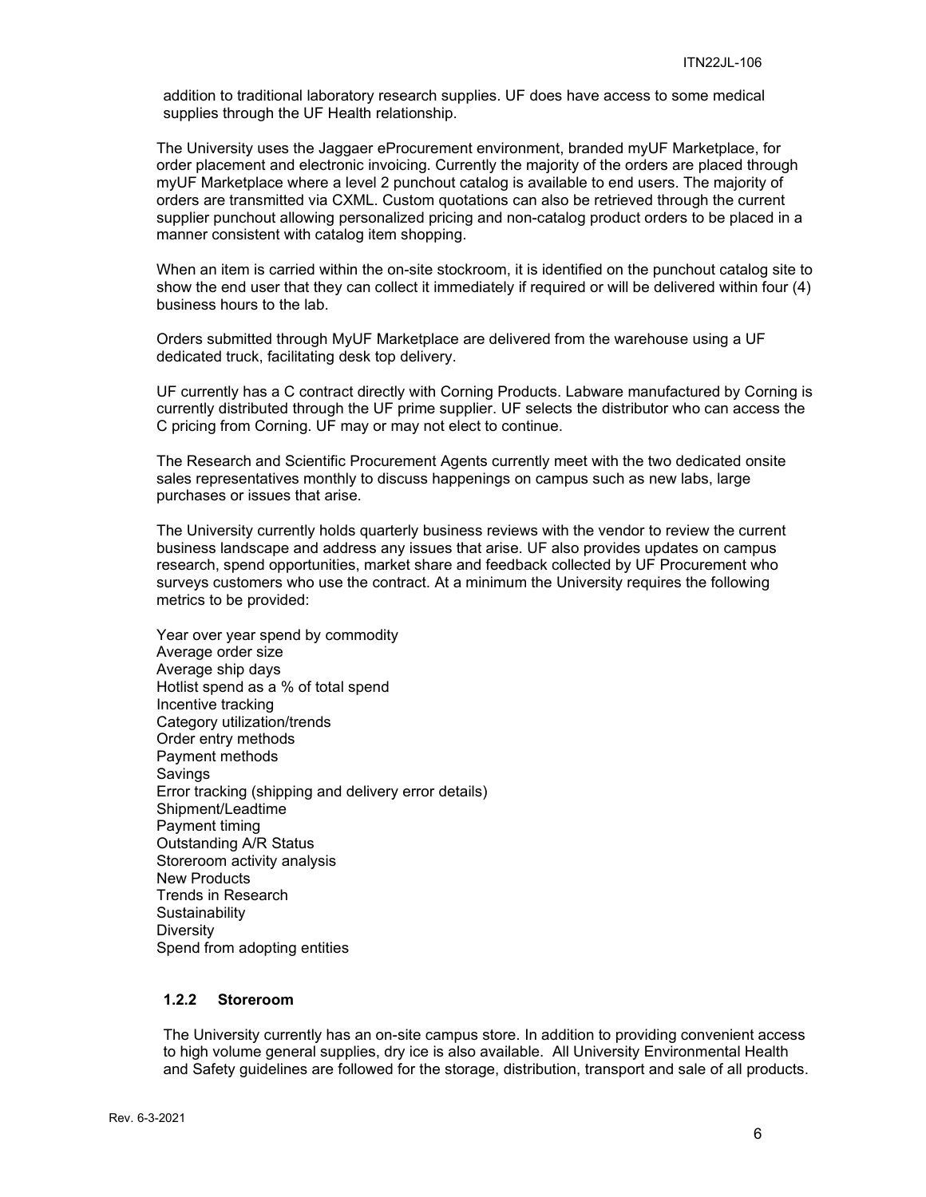addition to traditional laboratory research supplies. UF does have access to some medical supplies through the UF Health relationship.

The University uses the Jaggaer eProcurement environment, branded myUF Marketplace, for order placement and electronic invoicing. Currently the majority of the orders are placed through myUF Marketplace where a level 2 punchout catalog is available to end users. The majority of orders are transmitted via CXML. Custom quotations can also be retrieved through the current supplier punchout allowing personalized pricing and non-catalog product orders to be placed in a manner consistent with catalog item shopping.

When an item is carried within the on-site stockroom, it is identified on the punchout catalog site to show the end user that they can collect it immediately if required or will be delivered within four (4) business hours to the lab.

Orders submitted through MyUF Marketplace are delivered from the warehouse using a UF dedicated truck, facilitating desk top delivery.

UF currently has a C contract directly with Corning Products. Labware manufactured by Corning is currently distributed through the UF prime supplier. UF selects the distributor who can access the C pricing from Corning. UF may or may not elect to continue.

The Research and Scientific Procurement Agents currently meet with the two dedicated onsite sales representatives monthly to discuss happenings on campus such as new labs, large purchases or issues that arise.

The University currently holds quarterly business reviews with the vendor to review the current business landscape and address any issues that arise. UF also provides updates on campus research, spend opportunities, market share and feedback collected by UF Procurement who surveys customers who use the contract. At a minimum the University requires the following metrics to be provided:

Year over year spend by commodity
Average order size
Average ship days
Hotlist spend as a % of total spend
Incentive tracking
Category utilization/trends
Order entry methods
Payment methods
Savings
Error tracking (shipping and delivery error details)
Shipment/Leadtime
Payment timing
Outstanding A/R Status
Storeroom activity analysis
New Products
Trends in Research
Sustainability
Diversity
Spend from adopting entities

### 1.2.2 Storeroom

The University currently has an on-site campus store. In addition to providing convenient access to high volume general supplies, dry ice is also available. All University Environmental Health and Safety guidelines are followed for the storage, distribution, transport and sale of all products.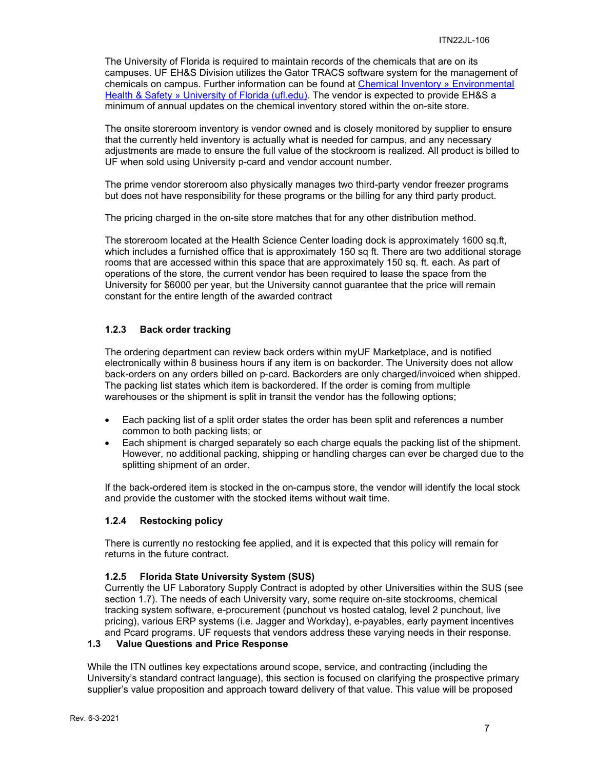The University of Florida is required to maintain records of the chemicals that are on its campuses. UF EH&S Division utilizes the Gator TRACS software system for the management of chemicals on campus. Further information can be found at [Chemical Inventory » Environmental Health & Safety » University of Florida (ufl.edu)](). The vendor is expected to provide EH&S a minimum of annual updates on the chemical inventory stored within the on-site store.

The onsite storeroom inventory is vendor owned and is closely monitored by supplier to ensure that the currently held inventory is actually what is needed for campus, and any necessary adjustments are made to ensure the full value of the stockroom is realized. All product is billed to UF when sold using University p-card and vendor account number.

The prime vendor storeroom also physically manages two third-party vendor freezer programs but does not have responsibility for these programs or the billing for any third party product.

The pricing charged in the on-site store matches that for any other distribution method.

The storeroom located at the Health Science Center loading dock is approximately 1600 sq.ft, which includes a furnished office that is approximately 150 sq ft. There are two additional storage rooms that are accessed within this space that are approximately 150 sq. ft. each. As part of operations of the store, the current vendor has been required to lease the space from the University for $6000 per year, but the University cannot guarantee that the price will remain constant for the entire length of the awarded contract

### 1.2.3 Back order tracking

The ordering department can review back orders within myUF Marketplace, and is notified electronically within 8 business hours if any item is on backorder. The University does not allow back-orders on any orders billed on p-card. Backorders are only charged/invoiced when shipped. The packing list states which item is backordered. If the order is coming from multiple warehouses or the shipment is split in transit the vendor has the following options;

- Each packing list of a split order states the order has been split and references a number common to both packing lists; or
- Each shipment is charged separately so each charge equals the packing list of the shipment. However, no additional packing, shipping or handling charges can ever be charged due to the splitting shipment of an order.

If the back-ordered item is stocked in the on-campus store, the vendor will identify the local stock and provide the customer with the stocked items without wait time.

### 1.2.4 Restocking policy

There is currently no restocking fee applied, and it is expected that this policy will remain for returns in the future contract.

### 1.2.5 Florida State University System (SUS)

Currently the UF Laboratory Supply Contract is adopted by other Universities within the SUS (see section 1.7). The needs of each University vary, some require on-site stockrooms, chemical tracking system software, e-procurement (punchout vs hosted catalog, level 2 punchout, live pricing), various ERP systems (i.e. Jagger and Workday), e-payables, early payment incentives and Pcard programs. UF requests that vendors address these varying needs in their response.

## 1.3 Value Questions and Price Response

While the ITN outlines key expectations around scope, service, and contracting (including the University's standard contract language), this section is focused on clarifying the prospective primary supplier's value proposition and approach toward delivery of that value. This value will be proposed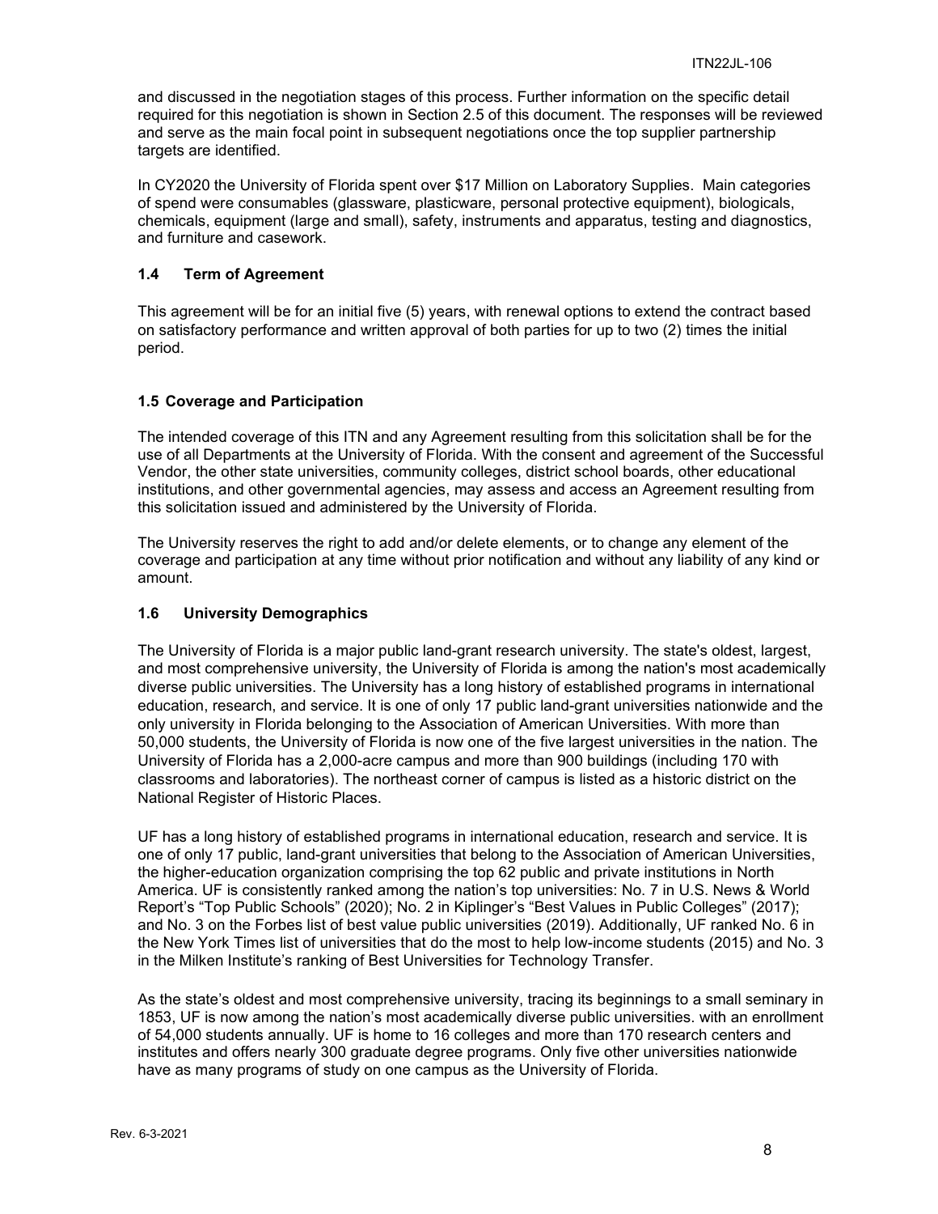and discussed in the negotiation stages of this process. Further information on the specific detail required for this negotiation is shown in Section 2.5 of this document. The responses will be reviewed and serve as the main focal point in subsequent negotiations once the top supplier partnership targets are identified.

In CY2020 the University of Florida spent over $17 Million on Laboratory Supplies. Main categories of spend were consumables (glassware, plasticware, personal protective equipment), biologicals, chemicals, equipment (large and small), safety, instruments and apparatus, testing and diagnostics, and furniture and casework.

### 1.4 Term of Agreement

This agreement will be for an initial five (5) years, with renewal options to extend the contract based on satisfactory performance and written approval of both parties for up to two (2) times the initial period.

### 1.5 Coverage and Participation

The intended coverage of this ITN and any Agreement resulting from this solicitation shall be for the use of all Departments at the University of Florida. With the consent and agreement of the Successful Vendor, the other state universities, community colleges, district school boards, other educational institutions, and other governmental agencies, may assess and access an Agreement resulting from this solicitation issued and administered by the University of Florida.

The University reserves the right to add and/or delete elements, or to change any element of the coverage and participation at any time without prior notification and without any liability of any kind or amount.

### 1.6 University Demographics

The University of Florida is a major public land-grant research university. The state's oldest, largest, and most comprehensive university, the University of Florida is among the nation's most academically diverse public universities. The University has a long history of established programs in international education, research, and service. It is one of only 17 public land-grant universities nationwide and the only university in Florida belonging to the Association of American Universities. With more than 50,000 students, the University of Florida is now one of the five largest universities in the nation. The University of Florida has a 2,000-acre campus and more than 900 buildings (including 170 with classrooms and laboratories). The northeast corner of campus is listed as a historic district on the National Register of Historic Places.

UF has a long history of established programs in international education, research and service. It is one of only 17 public, land-grant universities that belong to the Association of American Universities, the higher-education organization comprising the top 62 public and private institutions in North America. UF is consistently ranked among the nation's top universities: No. 7 in U.S. News & World Report's "Top Public Schools" (2020); No. 2 in Kiplinger's "Best Values in Public Colleges" (2017); and No. 3 on the Forbes list of best value public universities (2019). Additionally, UF ranked No. 6 in the New York Times list of universities that do the most to help low-income students (2015) and No. 3 in the Milken Institute's ranking of Best Universities for Technology Transfer.

As the state's oldest and most comprehensive university, tracing its beginnings to a small seminary in 1853, UF is now among the nation's most academically diverse public universities. with an enrollment of 54,000 students annually. UF is home to 16 colleges and more than 170 research centers and institutes and offers nearly 300 graduate degree programs. Only five other universities nationwide have as many programs of study on one campus as the University of Florida.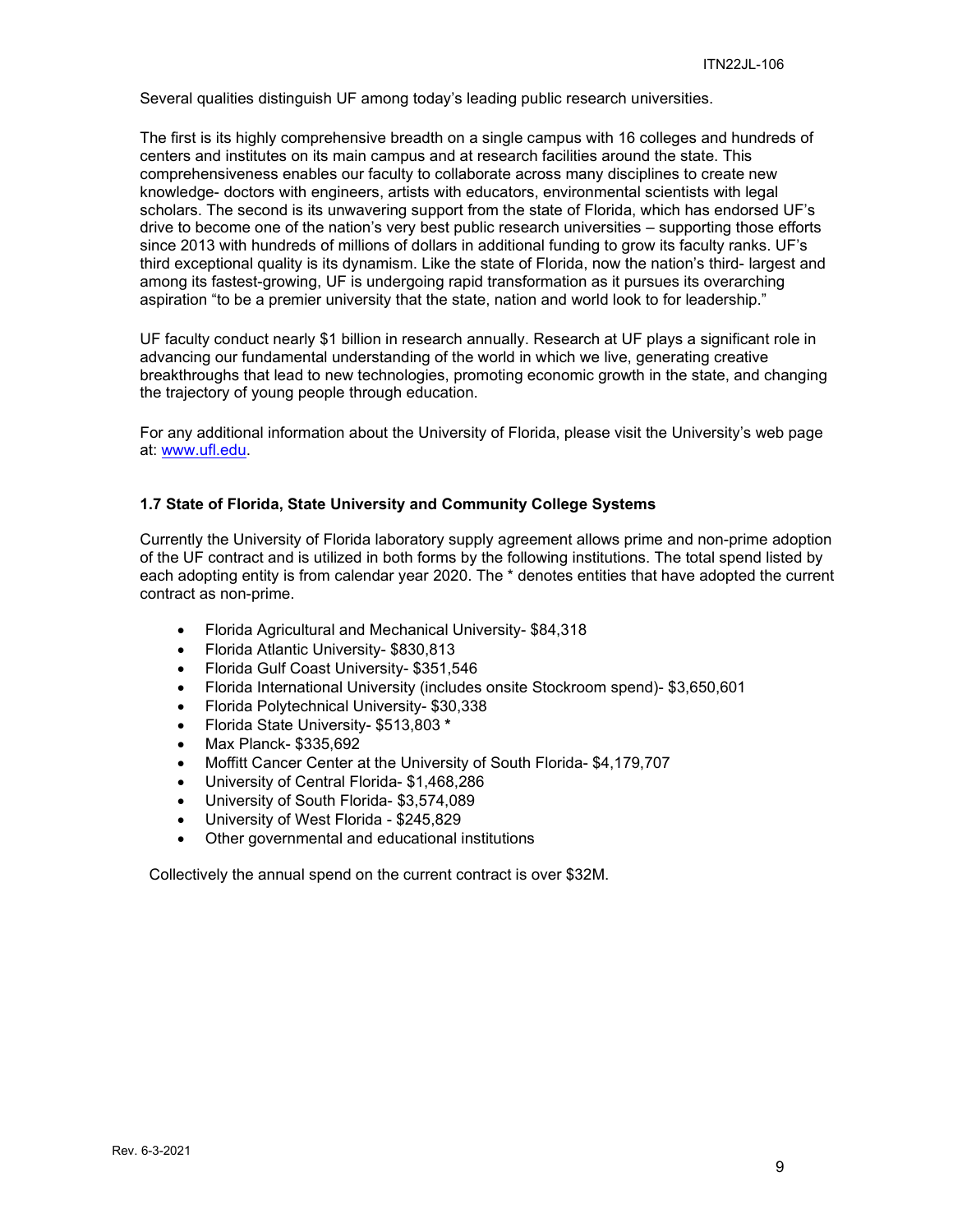Several qualities distinguish UF among today's leading public research universities.

The first is its highly comprehensive breadth on a single campus with 16 colleges and hundreds of centers and institutes on its main campus and at research facilities around the state. This comprehensiveness enables our faculty to collaborate across many disciplines to create new knowledge- doctors with engineers, artists with educators, environmental scientists with legal scholars. The second is its unwavering support from the state of Florida, which has endorsed UF's drive to become one of the nation's very best public research universities – supporting those efforts since 2013 with hundreds of millions of dollars in additional funding to grow its faculty ranks. UF's third exceptional quality is its dynamism. Like the state of Florida, now the nation's third- largest and among its fastest-growing, UF is undergoing rapid transformation as it pursues its overarching aspiration "to be a premier university that the state, nation and world look to for leadership."

UF faculty conduct nearly $1 billion in research annually. Research at UF plays a significant role in advancing our fundamental understanding of the world in which we live, generating creative breakthroughs that lead to new technologies, promoting economic growth in the state, and changing the trajectory of young people through education.

For any additional information about the University of Florida, please visit the University's web page at: [www.ufl.edu](http://www.ufl.edu).

### 1.7 State of Florida, State University and Community College Systems

Currently the University of Florida laboratory supply agreement allows prime and non-prime adoption of the UF contract and is utilized in both forms by the following institutions. The total spend listed by each adopting entity is from calendar year 2020. The * denotes entities that have adopted the current contract as non-prime.

- Florida Agricultural and Mechanical University- $84,318
- Florida Atlantic University- $830,813
- Florida Gulf Coast University- $351,546
- Florida International University (includes onsite Stockroom spend)- $3,650,601
- Florida Polytechnical University- $30,338
- Florida State University- $513,803 *
- Max Planck- $335,692
- Moffitt Cancer Center at the University of South Florida- $4,179,707
- University of Central Florida- $1,468,286
- University of South Florida- $3,574,089
- University of West Florida - $245,829
- Other governmental and educational institutions

Collectively the annual spend on the current contract is over $32M.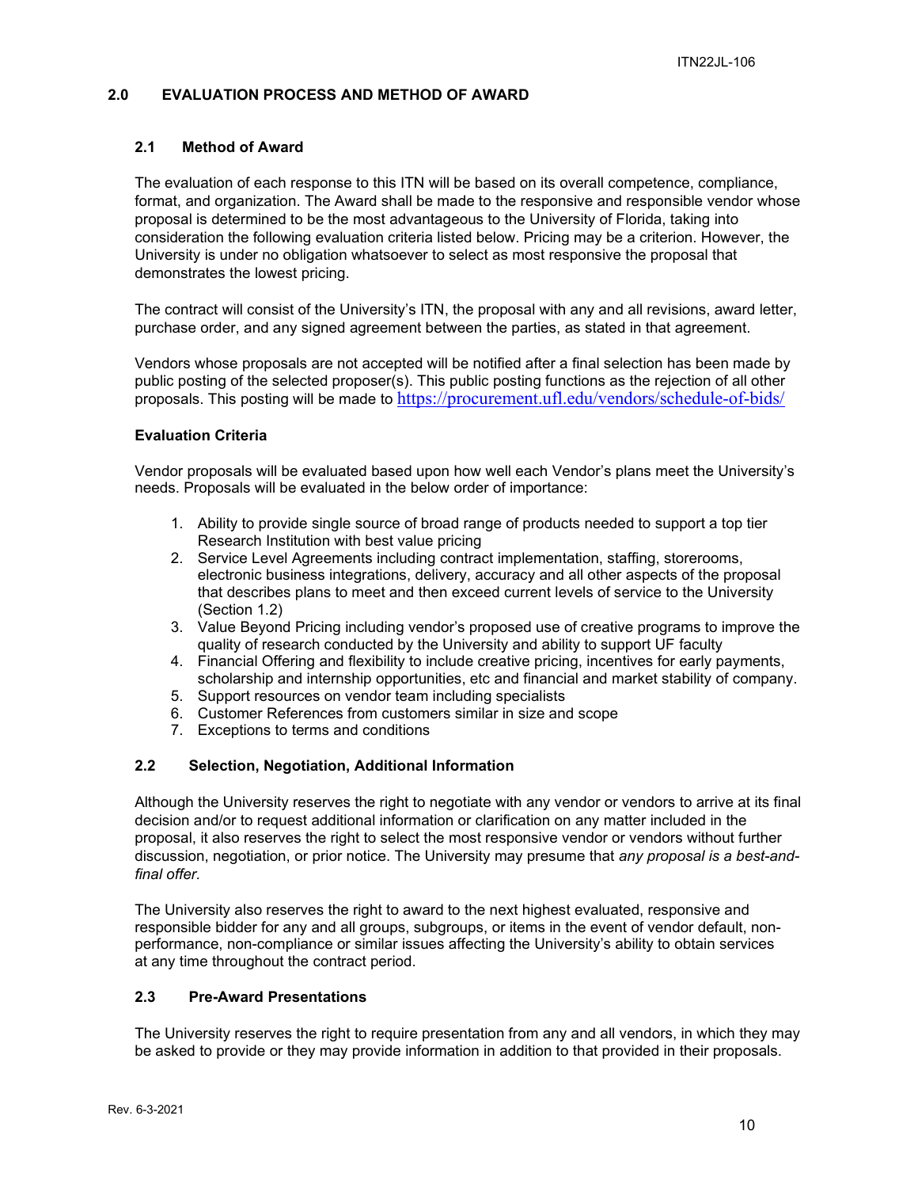## 2.0 EVALUATION PROCESS AND METHOD OF AWARD

### 2.1 Method of Award

The evaluation of each response to this ITN will be based on its overall competence, compliance, format, and organization. The Award shall be made to the responsive and responsible vendor whose proposal is determined to be the most advantageous to the University of Florida, taking into consideration the following evaluation criteria listed below. Pricing may be a criterion. However, the University is under no obligation whatsoever to select as most responsive the proposal that demonstrates the lowest pricing.

The contract will consist of the University's ITN, the proposal with any and all revisions, award letter, purchase order, and any signed agreement between the parties, as stated in that agreement.

Vendors whose proposals are not accepted will be notified after a final selection has been made by public posting of the selected proposer(s). This public posting functions as the rejection of all other proposals. This posting will be made to https://procurement.ufl.edu/vendors/schedule-of-bids/

**Evaluation Criteria**

Vendor proposals will be evaluated based upon how well each Vendor's plans meet the University's needs. Proposals will be evaluated in the below order of importance:

1. Ability to provide single source of broad range of products needed to support a top tier Research Institution with best value pricing
2. Service Level Agreements including contract implementation, staffing, storerooms, electronic business integrations, delivery, accuracy and all other aspects of the proposal that describes plans to meet and then exceed current levels of service to the University (Section 1.2)
3. Value Beyond Pricing including vendor's proposed use of creative programs to improve the quality of research conducted by the University and ability to support UF faculty
4. Financial Offering and flexibility to include creative pricing, incentives for early payments, scholarship and internship opportunities, etc and financial and market stability of company.
5. Support resources on vendor team including specialists
6. Customer References from customers similar in size and scope
7. Exceptions to terms and conditions

### 2.2 Selection, Negotiation, Additional Information

Although the University reserves the right to negotiate with any vendor or vendors to arrive at its final decision and/or to request additional information or clarification on any matter included in the proposal, it also reserves the right to select the most responsive vendor or vendors without further discussion, negotiation, or prior notice. The University may presume that *any proposal is a best-and-final offer.*

The University also reserves the right to award to the next highest evaluated, responsive and responsible bidder for any and all groups, subgroups, or items in the event of vendor default, non-performance, non-compliance or similar issues affecting the University's ability to obtain services at any time throughout the contract period.

### 2.3 Pre-Award Presentations

The University reserves the right to require presentation from any and all vendors, in which they may be asked to provide or they may provide information in addition to that provided in their proposals.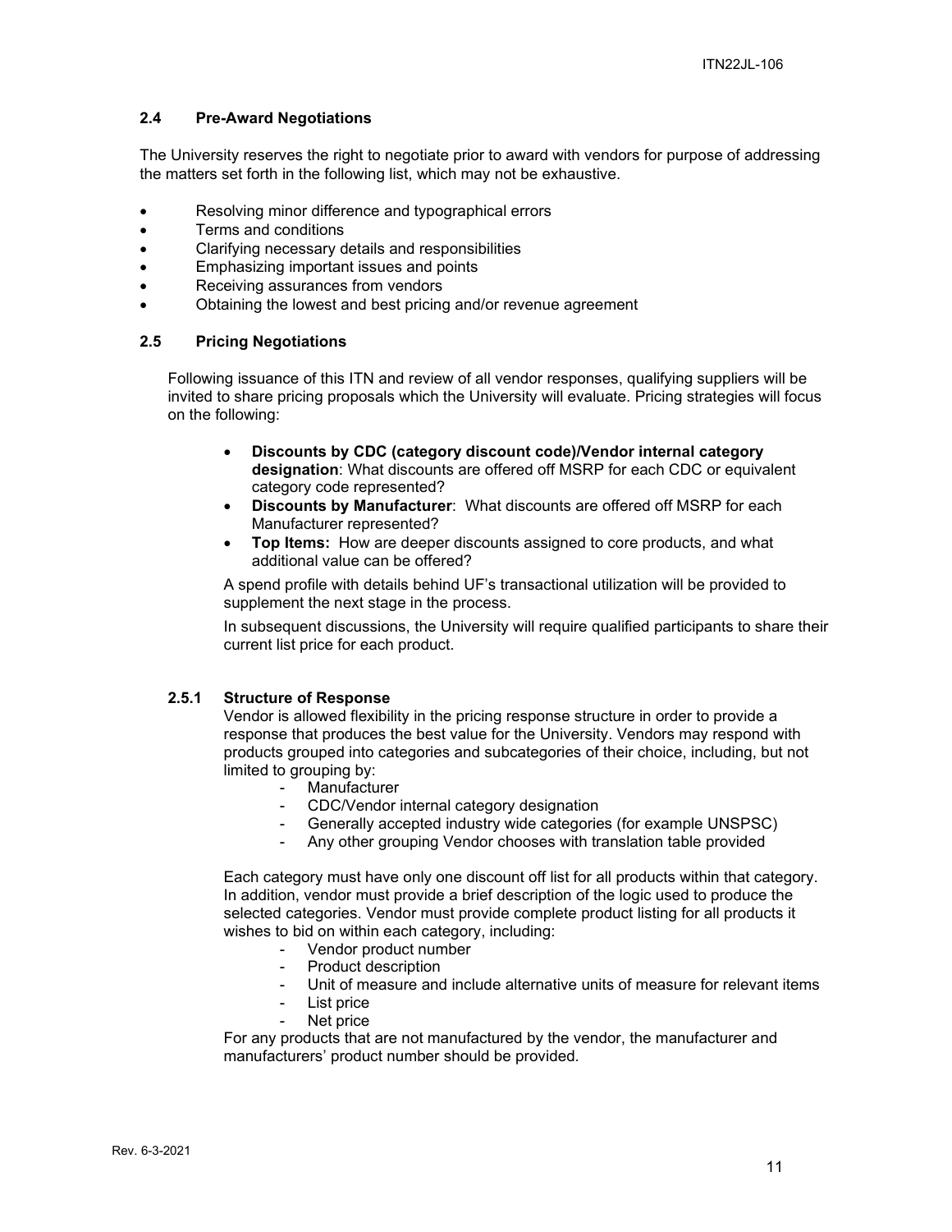### 2.4 Pre-Award Negotiations

The University reserves the right to negotiate prior to award with vendors for purpose of addressing the matters set forth in the following list, which may not be exhaustive.

- Resolving minor difference and typographical errors
- Terms and conditions
- Clarifying necessary details and responsibilities
- Emphasizing important issues and points
- Receiving assurances from vendors
- Obtaining the lowest and best pricing and/or revenue agreement

### 2.5 Pricing Negotiations

Following issuance of this ITN and review of all vendor responses, qualifying suppliers will be invited to share pricing proposals which the University will evaluate. Pricing strategies will focus on the following:

- **Discounts by CDC (category discount code)/Vendor internal category designation**: What discounts are offered off MSRP for each CDC or equivalent category code represented?
- **Discounts by Manufacturer**: What discounts are offered off MSRP for each Manufacturer represented?
- **Top Items:** How are deeper discounts assigned to core products, and what additional value can be offered?

A spend profile with details behind UF's transactional utilization will be provided to supplement the next stage in the process.

In subsequent discussions, the University will require qualified participants to share their current list price for each product.

#### 2.5.1 Structure of Response

Vendor is allowed flexibility in the pricing response structure in order to provide a response that produces the best value for the University. Vendors may respond with products grouped into categories and subcategories of their choice, including, but not limited to grouping by:

- Manufacturer
- CDC/Vendor internal category designation
- Generally accepted industry wide categories (for example UNSPSC)
- Any other grouping Vendor chooses with translation table provided

Each category must have only one discount off list for all products within that category. In addition, vendor must provide a brief description of the logic used to produce the selected categories. Vendor must provide complete product listing for all products it wishes to bid on within each category, including:

- Vendor product number
- Product description
- Unit of measure and include alternative units of measure for relevant items
- List price
- Net price

For any products that are not manufactured by the vendor, the manufacturer and manufacturers' product number should be provided.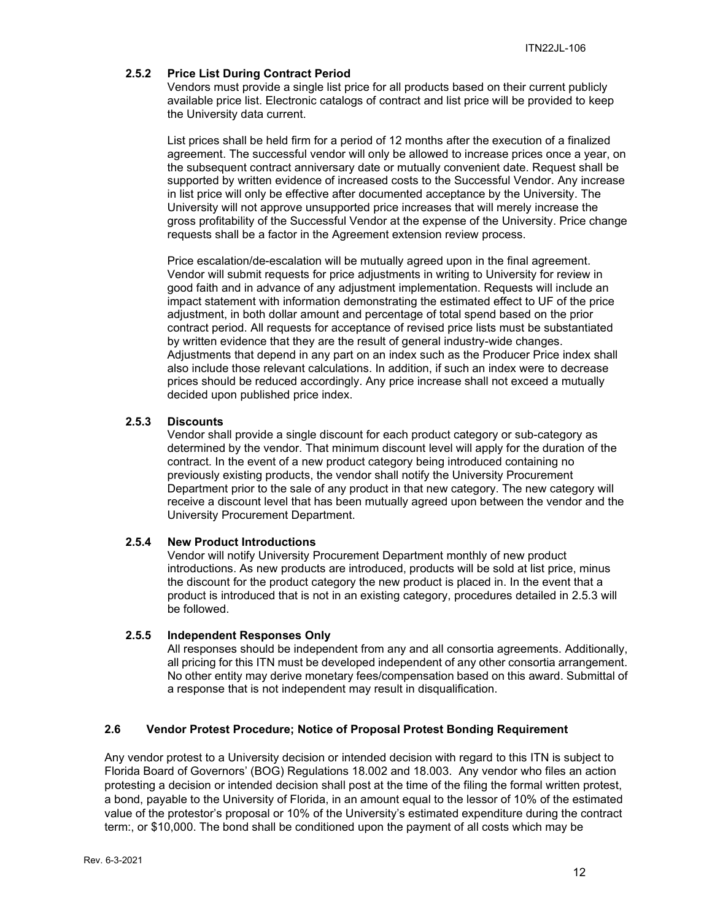#### 2.5.2 Price List During Contract Period

Vendors must provide a single list price for all products based on their current publicly available price list. Electronic catalogs of contract and list price will be provided to keep the University data current.

List prices shall be held firm for a period of 12 months after the execution of a finalized agreement. The successful vendor will only be allowed to increase prices once a year, on the subsequent contract anniversary date or mutually convenient date. Request shall be supported by written evidence of increased costs to the Successful Vendor. Any increase in list price will only be effective after documented acceptance by the University. The University will not approve unsupported price increases that will merely increase the gross profitability of the Successful Vendor at the expense of the University. Price change requests shall be a factor in the Agreement extension review process.

Price escalation/de-escalation will be mutually agreed upon in the final agreement. Vendor will submit requests for price adjustments in writing to University for review in good faith and in advance of any adjustment implementation. Requests will include an impact statement with information demonstrating the estimated effect to UF of the price adjustment, in both dollar amount and percentage of total spend based on the prior contract period. All requests for acceptance of revised price lists must be substantiated by written evidence that they are the result of general industry-wide changes. Adjustments that depend in any part on an index such as the Producer Price index shall also include those relevant calculations. In addition, if such an index were to decrease prices should be reduced accordingly. Any price increase shall not exceed a mutually decided upon published price index.

#### 2.5.3 Discounts

Vendor shall provide a single discount for each product category or sub-category as determined by the vendor. That minimum discount level will apply for the duration of the contract. In the event of a new product category being introduced containing no previously existing products, the vendor shall notify the University Procurement Department prior to the sale of any product in that new category. The new category will receive a discount level that has been mutually agreed upon between the vendor and the University Procurement Department.

#### 2.5.4 New Product Introductions

Vendor will notify University Procurement Department monthly of new product introductions. As new products are introduced, products will be sold at list price, minus the discount for the product category the new product is placed in. In the event that a product is introduced that is not in an existing category, procedures detailed in 2.5.3 will be followed.

#### 2.5.5 Independent Responses Only

All responses should be independent from any and all consortia agreements. Additionally, all pricing for this ITN must be developed independent of any other consortia arrangement. No other entity may derive monetary fees/compensation based on this award. Submittal of a response that is not independent may result in disqualification.

### 2.6 Vendor Protest Procedure; Notice of Proposal Protest Bonding Requirement

Any vendor protest to a University decision or intended decision with regard to this ITN is subject to Florida Board of Governors' (BOG) Regulations 18.002 and 18.003. Any vendor who files an action protesting a decision or intended decision shall post at the time of the filing the formal written protest, a bond, payable to the University of Florida, in an amount equal to the lessor of 10% of the estimated value of the protestor's proposal or 10% of the University's estimated expenditure during the contract term:, or $10,000. The bond shall be conditioned upon the payment of all costs which may be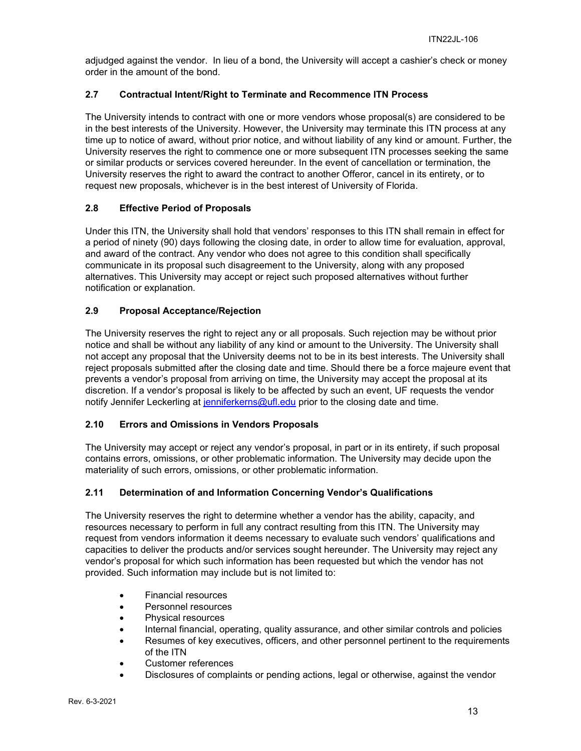adjudged against the vendor. In lieu of a bond, the University will accept a cashier's check or money order in the amount of the bond.

### 2.7 Contractual Intent/Right to Terminate and Recommence ITN Process

The University intends to contract with one or more vendors whose proposal(s) are considered to be in the best interests of the University. However, the University may terminate this ITN process at any time up to notice of award, without prior notice, and without liability of any kind or amount. Further, the University reserves the right to commence one or more subsequent ITN processes seeking the same or similar products or services covered hereunder. In the event of cancellation or termination, the University reserves the right to award the contract to another Offeror, cancel in its entirety, or to request new proposals, whichever is in the best interest of University of Florida.

### 2.8 Effective Period of Proposals

Under this ITN, the University shall hold that vendors' responses to this ITN shall remain in effect for a period of ninety (90) days following the closing date, in order to allow time for evaluation, approval, and award of the contract. Any vendor who does not agree to this condition shall specifically communicate in its proposal such disagreement to the University, along with any proposed alternatives. This University may accept or reject such proposed alternatives without further notification or explanation.

### 2.9 Proposal Acceptance/Rejection

The University reserves the right to reject any or all proposals. Such rejection may be without prior notice and shall be without any liability of any kind or amount to the University. The University shall not accept any proposal that the University deems not to be in its best interests. The University shall reject proposals submitted after the closing date and time. Should there be a force majeure event that prevents a vendor's proposal from arriving on time, the University may accept the proposal at its discretion. If a vendor's proposal is likely to be affected by such an event, UF requests the vendor notify Jennifer Leckerling at jenniferkerns@ufl.edu prior to the closing date and time.

### 2.10 Errors and Omissions in Vendors Proposals

The University may accept or reject any vendor's proposal, in part or in its entirety, if such proposal contains errors, omissions, or other problematic information. The University may decide upon the materiality of such errors, omissions, or other problematic information.

### 2.11 Determination of and Information Concerning Vendor's Qualifications

The University reserves the right to determine whether a vendor has the ability, capacity, and resources necessary to perform in full any contract resulting from this ITN. The University may request from vendors information it deems necessary to evaluate such vendors' qualifications and capacities to deliver the products and/or services sought hereunder. The University may reject any vendor's proposal for which such information has been requested but which the vendor has not provided. Such information may include but is not limited to:

- Financial resources
- Personnel resources
- Physical resources
- Internal financial, operating, quality assurance, and other similar controls and policies
- Resumes of key executives, officers, and other personnel pertinent to the requirements of the ITN
- Customer references
- Disclosures of complaints or pending actions, legal or otherwise, against the vendor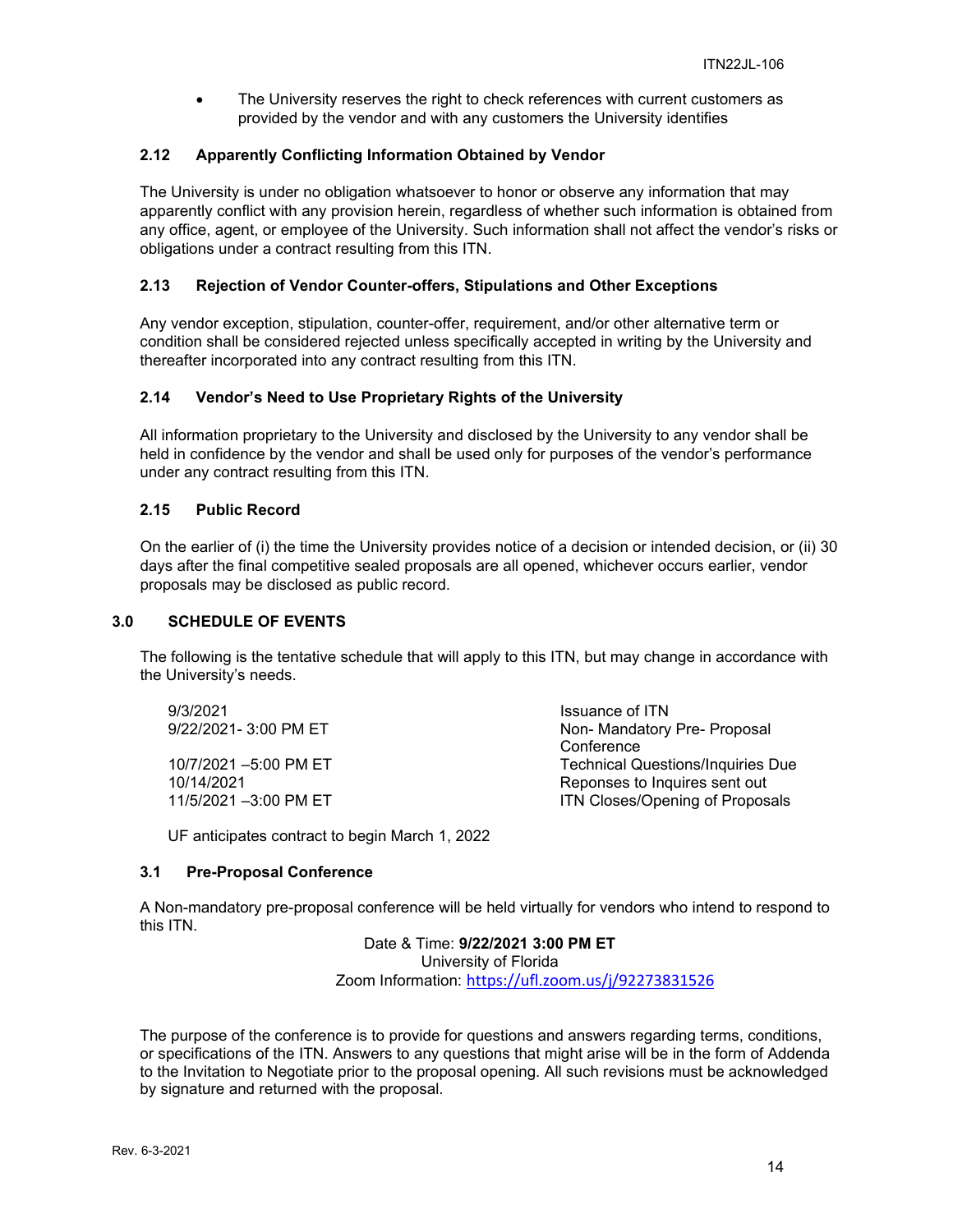- The University reserves the right to check references with current customers as provided by the vendor and with any customers the University identifies

### 2.12 Apparently Conflicting Information Obtained by Vendor

The University is under no obligation whatsoever to honor or observe any information that may apparently conflict with any provision herein, regardless of whether such information is obtained from any office, agent, or employee of the University. Such information shall not affect the vendor's risks or obligations under a contract resulting from this ITN.

### 2.13 Rejection of Vendor Counter-offers, Stipulations and Other Exceptions

Any vendor exception, stipulation, counter-offer, requirement, and/or other alternative term or condition shall be considered rejected unless specifically accepted in writing by the University and thereafter incorporated into any contract resulting from this ITN.

### 2.14 Vendor's Need to Use Proprietary Rights of the University

All information proprietary to the University and disclosed by the University to any vendor shall be held in confidence by the vendor and shall be used only for purposes of the vendor's performance under any contract resulting from this ITN.

### 2.15 Public Record

On the earlier of (i) the time the University provides notice of a decision or intended decision, or (ii) 30 days after the final competitive sealed proposals are all opened, whichever occurs earlier, vendor proposals may be disclosed as public record.

## 3.0 SCHEDULE OF EVENTS

The following is the tentative schedule that will apply to this ITN, but may change in accordance with the University's needs.

| | |
|---|---|
| 9/3/2021 | Issuance of ITN |
| 9/22/2021- 3:00 PM ET | Non- Mandatory Pre- Proposal Conference |
| 10/7/2021 –5:00 PM ET | Technical Questions/Inquiries Due |
| 10/14/2021 | Reponses to Inquires sent out |
| 11/5/2021 –3:00 PM ET | ITN Closes/Opening of Proposals |

UF anticipates contract to begin March 1, 2022

### 3.1 Pre-Proposal Conference

A Non-mandatory pre-proposal conference will be held virtually for vendors who intend to respond to this ITN.

Date & Time: **9/22/2021 3:00 PM ET**
University of Florida
Zoom Information: https://ufl.zoom.us/j/92273831526

The purpose of the conference is to provide for questions and answers regarding terms, conditions, or specifications of the ITN. Answers to any questions that might arise will be in the form of Addenda to the Invitation to Negotiate prior to the proposal opening. All such revisions must be acknowledged by signature and returned with the proposal.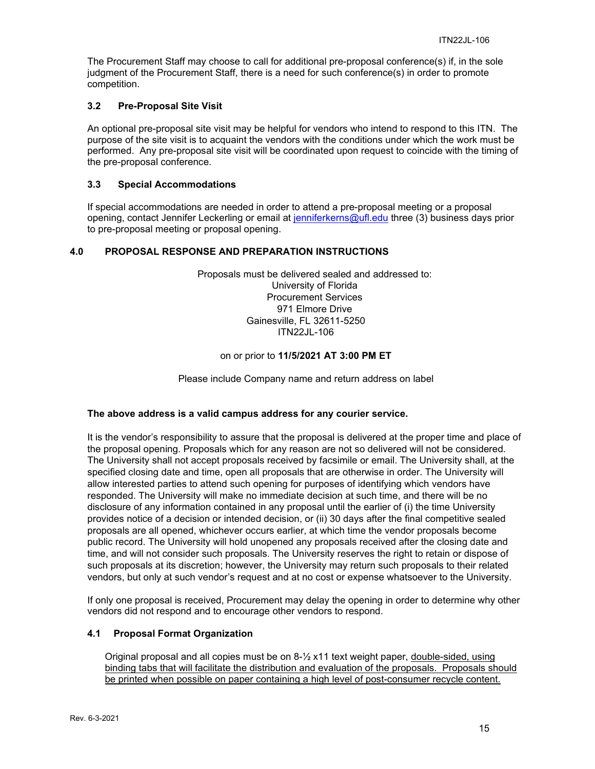The Procurement Staff may choose to call for additional pre-proposal conference(s) if, in the sole judgment of the Procurement Staff, there is a need for such conference(s) in order to promote competition.

### 3.2 Pre-Proposal Site Visit

An optional pre-proposal site visit may be helpful for vendors who intend to respond to this ITN. The purpose of the site visit is to acquaint the vendors with the conditions under which the work must be performed. Any pre-proposal site visit will be coordinated upon request to coincide with the timing of the pre-proposal conference.

### 3.3 Special Accommodations

If special accommodations are needed in order to attend a pre-proposal meeting or a proposal opening, contact Jennifer Leckerling or email at jenniferkerns@ufl.edu three (3) business days prior to pre-proposal meeting or proposal opening.

## 4.0 PROPOSAL RESPONSE AND PREPARATION INSTRUCTIONS

Proposals must be delivered sealed and addressed to:
University of Florida
Procurement Services
971 Elmore Drive
Gainesville, FL 32611-5250
ITN22JL-106

on or prior to **11/5/2021 AT 3:00 PM ET**

Please include Company name and return address on label

**The above address is a valid campus address for any courier service.**

It is the vendor's responsibility to assure that the proposal is delivered at the proper time and place of the proposal opening. Proposals which for any reason are not so delivered will not be considered. The University shall not accept proposals received by facsimile or email. The University shall, at the specified closing date and time, open all proposals that are otherwise in order. The University will allow interested parties to attend such opening for purposes of identifying which vendors have responded. The University will make no immediate decision at such time, and there will be no disclosure of any information contained in any proposal until the earlier of (i) the time University provides notice of a decision or intended decision, or (ii) 30 days after the final competitive sealed proposals are all opened, whichever occurs earlier, at which time the vendor proposals become public record. The University will hold unopened any proposals received after the closing date and time, and will not consider such proposals. The University reserves the right to retain or dispose of such proposals at its discretion; however, the University may return such proposals to their related vendors, but only at such vendor's request and at no cost or expense whatsoever to the University.

If only one proposal is received, Procurement may delay the opening in order to determine why other vendors did not respond and to encourage other vendors to respond.

### 4.1 Proposal Format Organization

Original proposal and all copies must be on 8-½ x11 text weight paper, double-sided, using binding tabs that will facilitate the distribution and evaluation of the proposals. Proposals should be printed when possible on paper containing a high level of post-consumer recycle content.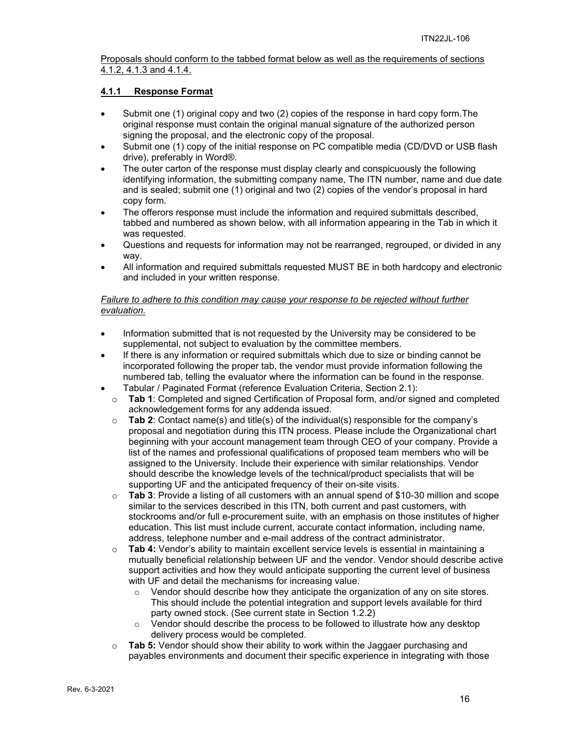<u>Proposals should conform to the tabbed format below as well as the requirements of sections 4.1.2, 4.1.3 and 4.1.4.</u>

### <u>4.1.1 Response Format</u>

- Submit one (1) original copy and two (2) copies of the response in hard copy form.The original response must contain the original manual signature of the authorized person signing the proposal, and the electronic copy of the proposal.
- Submit one (1) copy of the initial response on PC compatible media (CD/DVD or USB flash drive), preferably in Word®.
- The outer carton of the response must display clearly and conspicuously the following identifying information, the submitting company name, The ITN number, name and due date and is sealed; submit one (1) original and two (2) copies of the vendor's proposal in hard copy form.
- The offerors response must include the information and required submittals described, tabbed and numbered as shown below, with all information appearing in the Tab in which it was requested.
- Questions and requests for information may not be rearranged, regrouped, or divided in any way.
- All information and required submittals requested MUST BE in both hardcopy and electronic and included in your written response.

<u>*Failure to adhere to this condition may cause your response to be rejected without further evaluation.*</u>

- Information submitted that is not requested by the University may be considered to be supplemental, not subject to evaluation by the committee members.
- If there is any information or required submittals which due to size or binding cannot be incorporated following the proper tab, the vendor must provide information following the numbered tab, telling the evaluator where the information can be found in the response.
- Tabular / Paginated Format (reference Evaluation Criteria, Section 2.1):
  - **Tab 1**: Completed and signed Certification of Proposal form, and/or signed and completed acknowledgement forms for any addenda issued.
  - **Tab 2**: Contact name(s) and title(s) of the individual(s) responsible for the company's proposal and negotiation during this ITN process. Please include the Organizational chart beginning with your account management team through CEO of your company. Provide a list of the names and professional qualifications of proposed team members who will be assigned to the University. Include their experience with similar relationships. Vendor should describe the knowledge levels of the technical/product specialists that will be supporting UF and the anticipated frequency of their on-site visits.
  - **Tab 3**: Provide a listing of all customers with an annual spend of $10-30 million and scope similar to the services described in this ITN, both current and past customers, with stockrooms and/or full e-procurement suite, with an emphasis on those institutes of higher education. This list must include current, accurate contact information, including name, address, telephone number and e-mail address of the contract administrator.
  - **Tab 4:** Vendor's ability to maintain excellent service levels is essential in maintaining a mutually beneficial relationship between UF and the vendor. Vendor should describe active support activities and how they would anticipate supporting the current level of business with UF and detail the mechanisms for increasing value.
    - Vendor should describe how they anticipate the organization of any on site stores. This should include the potential integration and support levels available for third party owned stock. (See current state in Section 1.2.2)
    - Vendor should describe the process to be followed to illustrate how any desktop delivery process would be completed.
  - **Tab 5:** Vendor should show their ability to work within the Jaggaer purchasing and payables environments and document their specific experience in integrating with those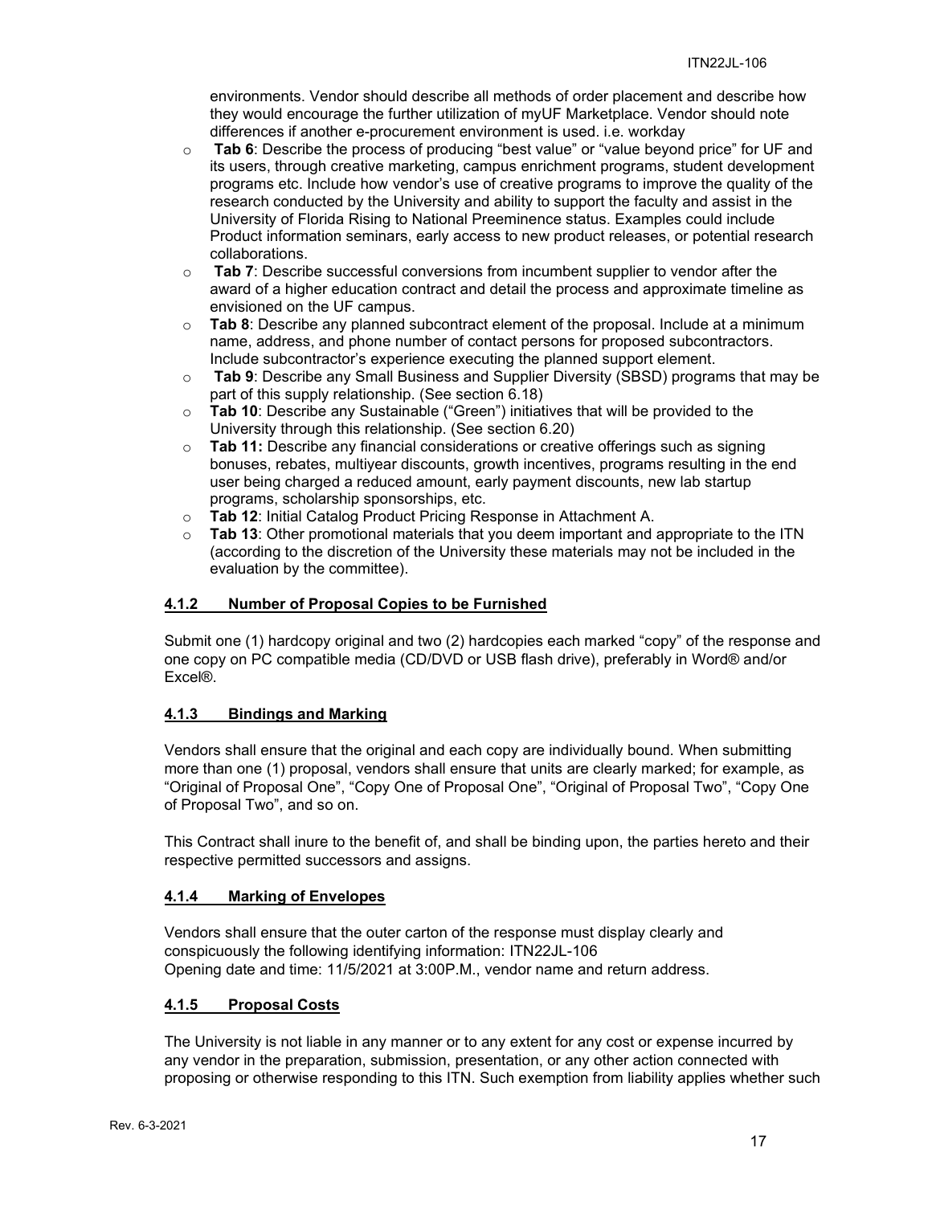environments. Vendor should describe all methods of order placement and describe how they would encourage the further utilization of myUF Marketplace. Vendor should note differences if another e-procurement environment is used. i.e. workday

- **Tab 6**: Describe the process of producing "best value" or "value beyond price" for UF and its users, through creative marketing, campus enrichment programs, student development programs etc. Include how vendor's use of creative programs to improve the quality of the research conducted by the University and ability to support the faculty and assist in the University of Florida Rising to National Preeminence status. Examples could include Product information seminars, early access to new product releases, or potential research collaborations.
- **Tab 7**: Describe successful conversions from incumbent supplier to vendor after the award of a higher education contract and detail the process and approximate timeline as envisioned on the UF campus.
- **Tab 8**: Describe any planned subcontract element of the proposal. Include at a minimum name, address, and phone number of contact persons for proposed subcontractors. Include subcontractor's experience executing the planned support element.
- **Tab 9**: Describe any Small Business and Supplier Diversity (SBSD) programs that may be part of this supply relationship. (See section 6.18)
- **Tab 10**: Describe any Sustainable ("Green") initiatives that will be provided to the University through this relationship. (See section 6.20)
- **Tab 11:** Describe any financial considerations or creative offerings such as signing bonuses, rebates, multiyear discounts, growth incentives, programs resulting in the end user being charged a reduced amount, early payment discounts, new lab startup programs, scholarship sponsorships, etc.
- **Tab 12**: Initial Catalog Product Pricing Response in Attachment A.
- **Tab 13**: Other promotional materials that you deem important and appropriate to the ITN (according to the discretion of the University these materials may not be included in the evaluation by the committee).

### 4.1.2 Number of Proposal Copies to be Furnished

Submit one (1) hardcopy original and two (2) hardcopies each marked "copy" of the response and one copy on PC compatible media (CD/DVD or USB flash drive), preferably in Word® and/or Excel®.

### 4.1.3 Bindings and Marking

Vendors shall ensure that the original and each copy are individually bound. When submitting more than one (1) proposal, vendors shall ensure that units are clearly marked; for example, as "Original of Proposal One", "Copy One of Proposal One", "Original of Proposal Two", "Copy One of Proposal Two", and so on.

This Contract shall inure to the benefit of, and shall be binding upon, the parties hereto and their respective permitted successors and assigns.

### 4.1.4 Marking of Envelopes

Vendors shall ensure that the outer carton of the response must display clearly and conspicuously the following identifying information: ITN22JL-106
Opening date and time: 11/5/2021 at 3:00P.M., vendor name and return address.

### 4.1.5 Proposal Costs

The University is not liable in any manner or to any extent for any cost or expense incurred by any vendor in the preparation, submission, presentation, or any other action connected with proposing or otherwise responding to this ITN. Such exemption from liability applies whether such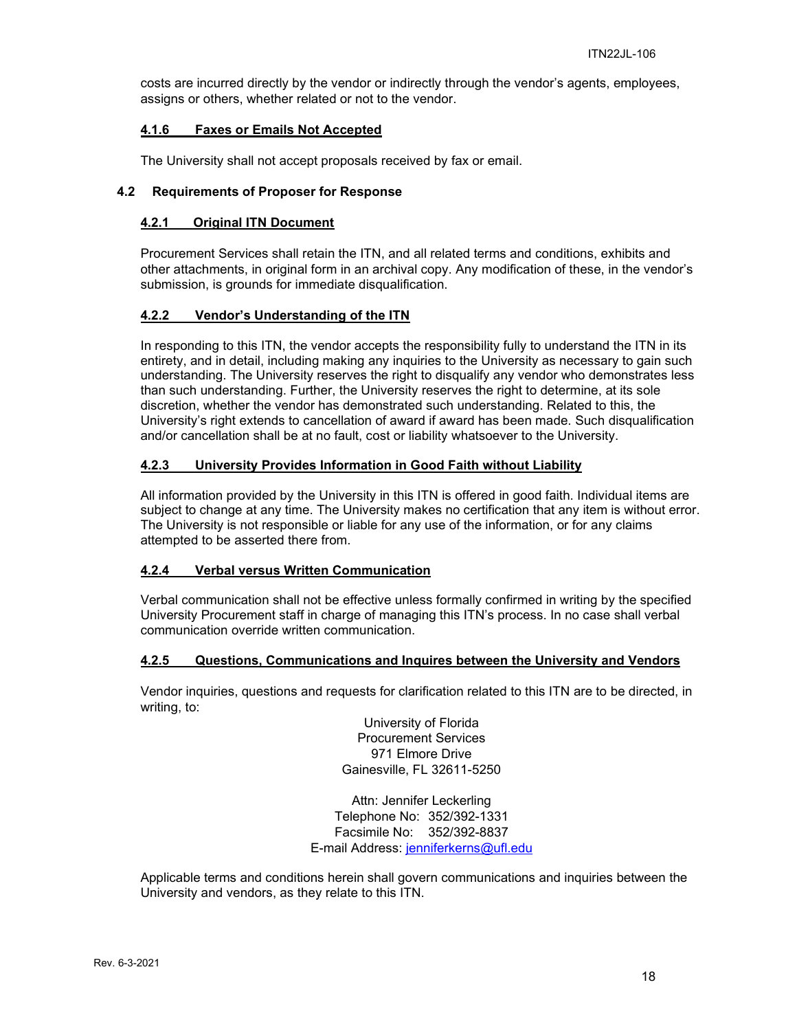costs are incurred directly by the vendor or indirectly through the vendor's agents, employees, assigns or others, whether related or not to the vendor.

#### 4.1.6 Faxes or Emails Not Accepted

The University shall not accept proposals received by fax or email.

### 4.2 Requirements of Proposer for Response

#### 4.2.1 Original ITN Document

Procurement Services shall retain the ITN, and all related terms and conditions, exhibits and other attachments, in original form in an archival copy. Any modification of these, in the vendor's submission, is grounds for immediate disqualification.

#### 4.2.2 Vendor's Understanding of the ITN

In responding to this ITN, the vendor accepts the responsibility fully to understand the ITN in its entirety, and in detail, including making any inquiries to the University as necessary to gain such understanding. The University reserves the right to disqualify any vendor who demonstrates less than such understanding. Further, the University reserves the right to determine, at its sole discretion, whether the vendor has demonstrated such understanding. Related to this, the University's right extends to cancellation of award if award has been made. Such disqualification and/or cancellation shall be at no fault, cost or liability whatsoever to the University.

#### 4.2.3 University Provides Information in Good Faith without Liability

All information provided by the University in this ITN is offered in good faith. Individual items are subject to change at any time. The University makes no certification that any item is without error. The University is not responsible or liable for any use of the information, or for any claims attempted to be asserted there from.

#### 4.2.4 Verbal versus Written Communication

Verbal communication shall not be effective unless formally confirmed in writing by the specified University Procurement staff in charge of managing this ITN's process. In no case shall verbal communication override written communication.

#### 4.2.5 Questions, Communications and Inquires between the University and Vendors

Vendor inquiries, questions and requests for clarification related to this ITN are to be directed, in writing, to:

University of Florida
Procurement Services
971 Elmore Drive
Gainesville, FL 32611-5250

Attn: Jennifer Leckerling
Telephone No: 352/392-1331
Facsimile No: 352/392-8837
E-mail Address: jenniferkerns@ufl.edu

Applicable terms and conditions herein shall govern communications and inquiries between the University and vendors, as they relate to this ITN.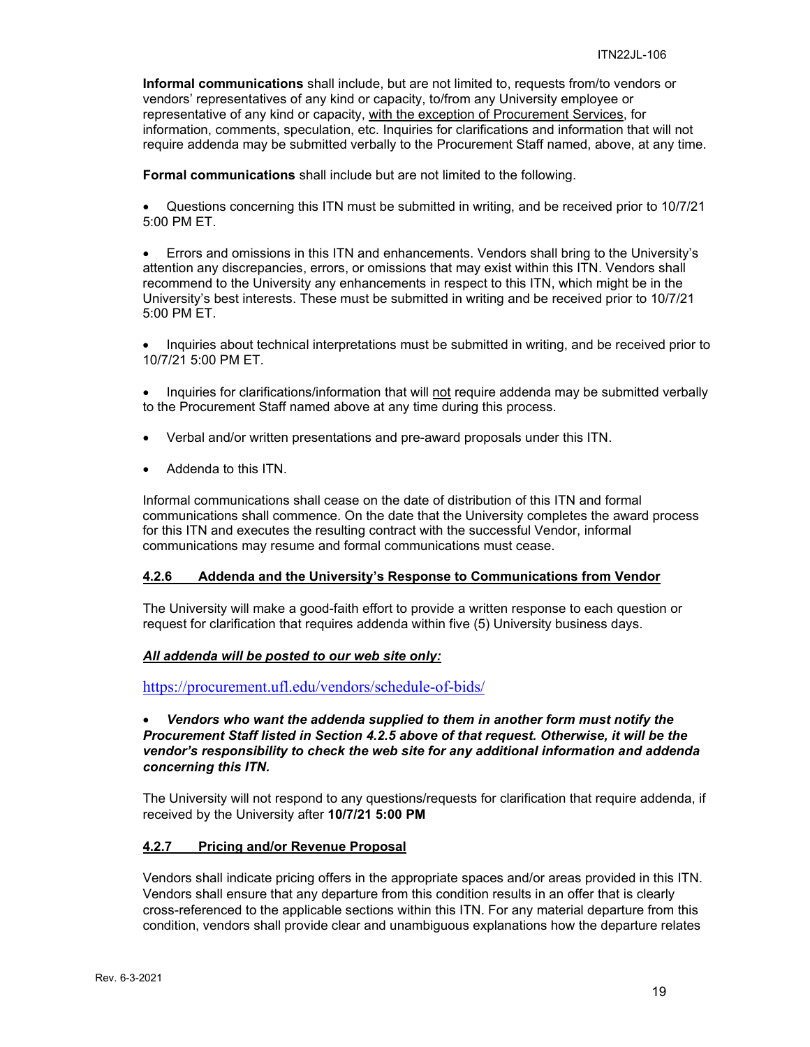**Informal communications** shall include, but are not limited to, requests from/to vendors or vendors' representatives of any kind or capacity, to/from any University employee or representative of any kind or capacity, <u>with the exception of Procurement Services</u>, for information, comments, speculation, etc. Inquiries for clarifications and information that will not require addenda may be submitted verbally to the Procurement Staff named, above, at any time.

**Formal communications** shall include but are not limited to the following.

- Questions concerning this ITN must be submitted in writing, and be received prior to 10/7/21 5:00 PM ET.

- Errors and omissions in this ITN and enhancements. Vendors shall bring to the University's attention any discrepancies, errors, or omissions that may exist within this ITN. Vendors shall recommend to the University any enhancements in respect to this ITN, which might be in the University's best interests. These must be submitted in writing and be received prior to 10/7/21 5:00 PM ET.

- Inquiries about technical interpretations must be submitted in writing, and be received prior to 10/7/21 5:00 PM ET.

- Inquiries for clarifications/information that will <u>not</u> require addenda may be submitted verbally to the Procurement Staff named above at any time during this process.

- Verbal and/or written presentations and pre-award proposals under this ITN.

- Addenda to this ITN.

Informal communications shall cease on the date of distribution of this ITN and formal communications shall commence. On the date that the University completes the award process for this ITN and executes the resulting contract with the successful Vendor, informal communications may resume and formal communications must cease.

#### 4.2.6 Addenda and the University's Response to Communications from Vendor

The University will make a good-faith effort to provide a written response to each question or request for clarification that requires addenda within five (5) University business days.

***<u>All addenda will be posted to our web site only:</u>***

https://procurement.ufl.edu/vendors/schedule-of-bids/

- ***Vendors who want the addenda supplied to them in another form must notify the Procurement Staff listed in Section 4.2.5 above of that request. Otherwise, it will be the vendor's responsibility to check the web site for any additional information and addenda concerning this ITN.***

The University will not respond to any questions/requests for clarification that require addenda, if received by the University after **10/7/21 5:00 PM**

#### 4.2.7 Pricing and/or Revenue Proposal

Vendors shall indicate pricing offers in the appropriate spaces and/or areas provided in this ITN. Vendors shall ensure that any departure from this condition results in an offer that is clearly cross-referenced to the applicable sections within this ITN. For any material departure from this condition, vendors shall provide clear and unambiguous explanations how the departure relates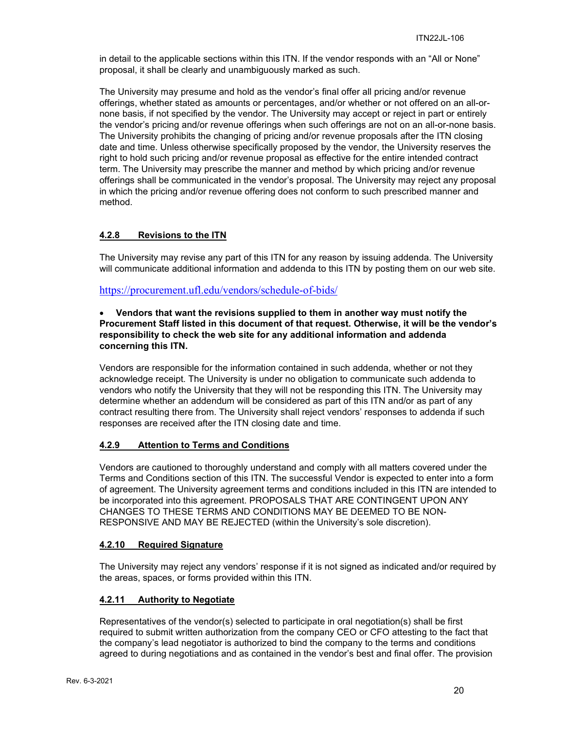in detail to the applicable sections within this ITN. If the vendor responds with an "All or None" proposal, it shall be clearly and unambiguously marked as such.

The University may presume and hold as the vendor's final offer all pricing and/or revenue offerings, whether stated as amounts or percentages, and/or whether or not offered on an all-or-none basis, if not specified by the vendor. The University may accept or reject in part or entirely the vendor's pricing and/or revenue offerings when such offerings are not on an all-or-none basis. The University prohibits the changing of pricing and/or revenue proposals after the ITN closing date and time. Unless otherwise specifically proposed by the vendor, the University reserves the right to hold such pricing and/or revenue proposal as effective for the entire intended contract term. The University may prescribe the manner and method by which pricing and/or revenue offerings shall be communicated in the vendor's proposal. The University may reject any proposal in which the pricing and/or revenue offering does not conform to such prescribed manner and method.

#### 4.2.8 Revisions to the ITN

The University may revise any part of this ITN for any reason by issuing addenda. The University will communicate additional information and addenda to this ITN by posting them on our web site.

https://procurement.ufl.edu/vendors/schedule-of-bids/

- **Vendors that want the revisions supplied to them in another way must notify the Procurement Staff listed in this document of that request. Otherwise, it will be the vendor's responsibility to check the web site for any additional information and addenda concerning this ITN.**

Vendors are responsible for the information contained in such addenda, whether or not they acknowledge receipt. The University is under no obligation to communicate such addenda to vendors who notify the University that they will not be responding this ITN. The University may determine whether an addendum will be considered as part of this ITN and/or as part of any contract resulting there from. The University shall reject vendors' responses to addenda if such responses are received after the ITN closing date and time.

#### 4.2.9 Attention to Terms and Conditions

Vendors are cautioned to thoroughly understand and comply with all matters covered under the Terms and Conditions section of this ITN. The successful Vendor is expected to enter into a form of agreement. The University agreement terms and conditions included in this ITN are intended to be incorporated into this agreement. PROPOSALS THAT ARE CONTINGENT UPON ANY CHANGES TO THESE TERMS AND CONDITIONS MAY BE DEEMED TO BE NON-RESPONSIVE AND MAY BE REJECTED (within the University's sole discretion).

#### 4.2.10 Required Signature

The University may reject any vendors' response if it is not signed as indicated and/or required by the areas, spaces, or forms provided within this ITN.

#### 4.2.11 Authority to Negotiate

Representatives of the vendor(s) selected to participate in oral negotiation(s) shall be first required to submit written authorization from the company CEO or CFO attesting to the fact that the company's lead negotiator is authorized to bind the company to the terms and conditions agreed to during negotiations and as contained in the vendor's best and final offer. The provision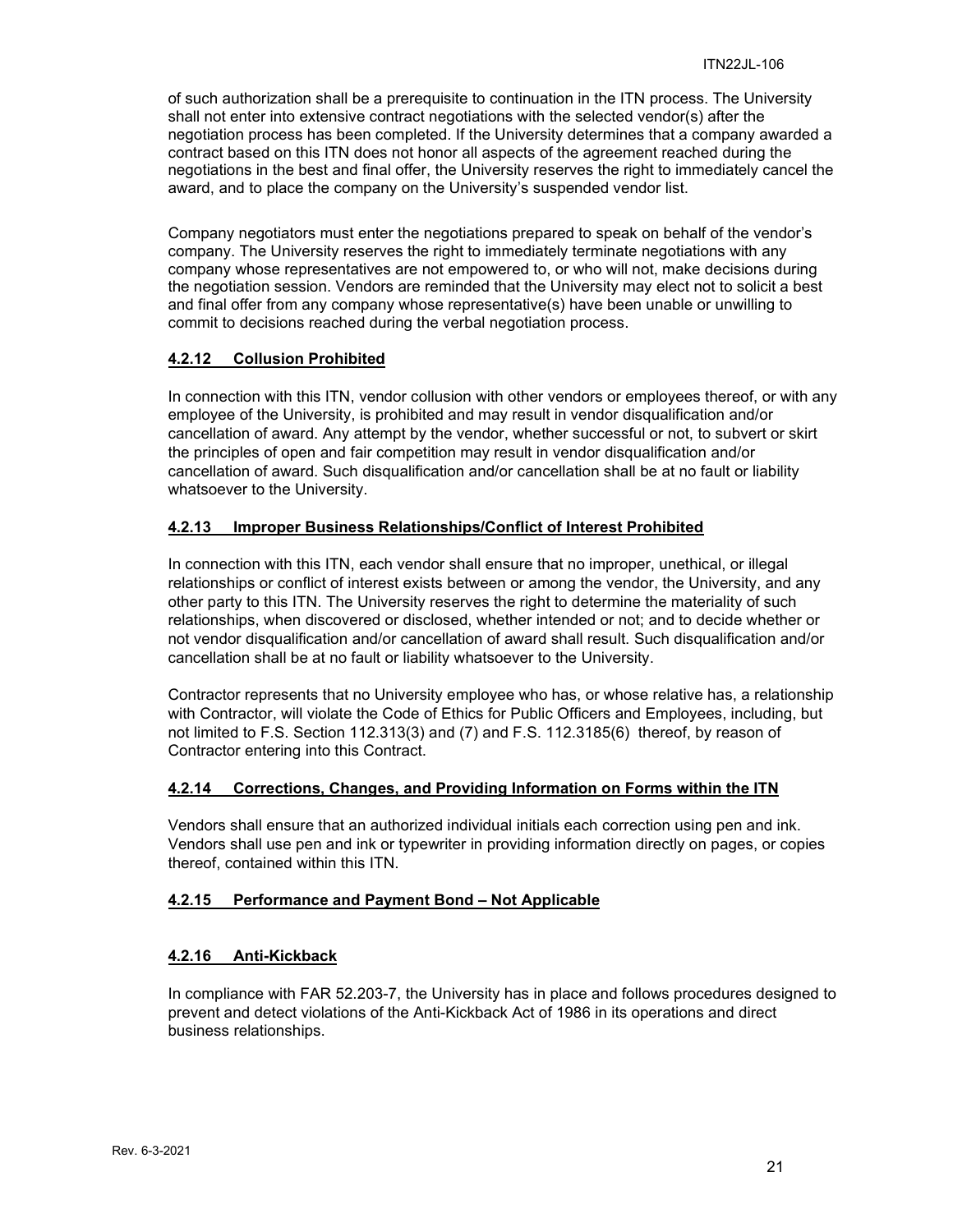of such authorization shall be a prerequisite to continuation in the ITN process. The University shall not enter into extensive contract negotiations with the selected vendor(s) after the negotiation process has been completed. If the University determines that a company awarded a contract based on this ITN does not honor all aspects of the agreement reached during the negotiations in the best and final offer, the University reserves the right to immediately cancel the award, and to place the company on the University's suspended vendor list.

Company negotiators must enter the negotiations prepared to speak on behalf of the vendor's company. The University reserves the right to immediately terminate negotiations with any company whose representatives are not empowered to, or who will not, make decisions during the negotiation session. Vendors are reminded that the University may elect not to solicit a best and final offer from any company whose representative(s) have been unable or unwilling to commit to decisions reached during the verbal negotiation process.

### 4.2.12 Collusion Prohibited

In connection with this ITN, vendor collusion with other vendors or employees thereof, or with any employee of the University, is prohibited and may result in vendor disqualification and/or cancellation of award. Any attempt by the vendor, whether successful or not, to subvert or skirt the principles of open and fair competition may result in vendor disqualification and/or cancellation of award. Such disqualification and/or cancellation shall be at no fault or liability whatsoever to the University.

### 4.2.13 Improper Business Relationships/Conflict of Interest Prohibited

In connection with this ITN, each vendor shall ensure that no improper, unethical, or illegal relationships or conflict of interest exists between or among the vendor, the University, and any other party to this ITN. The University reserves the right to determine the materiality of such relationships, when discovered or disclosed, whether intended or not; and to decide whether or not vendor disqualification and/or cancellation of award shall result. Such disqualification and/or cancellation shall be at no fault or liability whatsoever to the University.

Contractor represents that no University employee who has, or whose relative has, a relationship with Contractor, will violate the Code of Ethics for Public Officers and Employees, including, but not limited to F.S. Section 112.313(3) and (7) and F.S. 112.3185(6) thereof, by reason of Contractor entering into this Contract.

### 4.2.14 Corrections, Changes, and Providing Information on Forms within the ITN

Vendors shall ensure that an authorized individual initials each correction using pen and ink. Vendors shall use pen and ink or typewriter in providing information directly on pages, or copies thereof, contained within this ITN.

### 4.2.15 Performance and Payment Bond – Not Applicable

### 4.2.16 Anti-Kickback

In compliance with FAR 52.203-7, the University has in place and follows procedures designed to prevent and detect violations of the Anti-Kickback Act of 1986 in its operations and direct business relationships.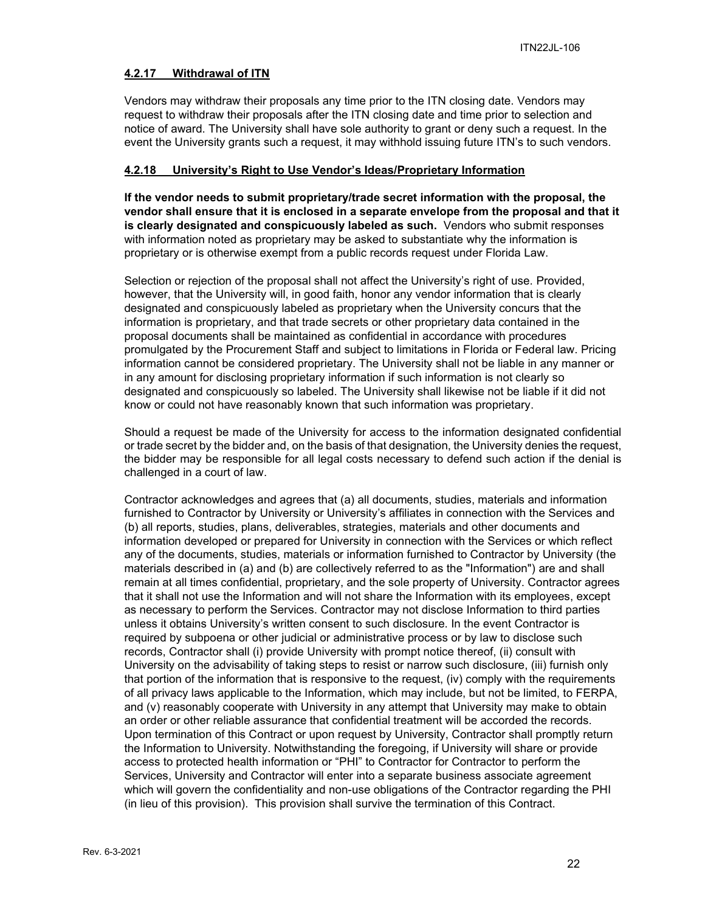#### **4.2.17 Withdrawal of ITN**

Vendors may withdraw their proposals any time prior to the ITN closing date. Vendors may request to withdraw their proposals after the ITN closing date and time prior to selection and notice of award. The University shall have sole authority to grant or deny such a request. In the event the University grants such a request, it may withhold issuing future ITN's to such vendors.

#### **4.2.18 University's Right to Use Vendor's Ideas/Proprietary Information**

**If the vendor needs to submit proprietary/trade secret information with the proposal, the vendor shall ensure that it is enclosed in a separate envelope from the proposal and that it is clearly designated and conspicuously labeled as such.** Vendors who submit responses with information noted as proprietary may be asked to substantiate why the information is proprietary or is otherwise exempt from a public records request under Florida Law.

Selection or rejection of the proposal shall not affect the University's right of use. Provided, however, that the University will, in good faith, honor any vendor information that is clearly designated and conspicuously labeled as proprietary when the University concurs that the information is proprietary, and that trade secrets or other proprietary data contained in the proposal documents shall be maintained as confidential in accordance with procedures promulgated by the Procurement Staff and subject to limitations in Florida or Federal law. Pricing information cannot be considered proprietary. The University shall not be liable in any manner or in any amount for disclosing proprietary information if such information is not clearly so designated and conspicuously so labeled. The University shall likewise not be liable if it did not know or could not have reasonably known that such information was proprietary.

Should a request be made of the University for access to the information designated confidential or trade secret by the bidder and, on the basis of that designation, the University denies the request, the bidder may be responsible for all legal costs necessary to defend such action if the denial is challenged in a court of law.

Contractor acknowledges and agrees that (a) all documents, studies, materials and information furnished to Contractor by University or University's affiliates in connection with the Services and (b) all reports, studies, plans, deliverables, strategies, materials and other documents and information developed or prepared for University in connection with the Services or which reflect any of the documents, studies, materials or information furnished to Contractor by University (the materials described in (a) and (b) are collectively referred to as the "Information") are and shall remain at all times confidential, proprietary, and the sole property of University. Contractor agrees that it shall not use the Information and will not share the Information with its employees, except as necessary to perform the Services. Contractor may not disclose Information to third parties unless it obtains University's written consent to such disclosure. In the event Contractor is required by subpoena or other judicial or administrative process or by law to disclose such records, Contractor shall (i) provide University with prompt notice thereof, (ii) consult with University on the advisability of taking steps to resist or narrow such disclosure, (iii) furnish only that portion of the information that is responsive to the request, (iv) comply with the requirements of all privacy laws applicable to the Information, which may include, but not be limited, to FERPA, and (v) reasonably cooperate with University in any attempt that University may make to obtain an order or other reliable assurance that confidential treatment will be accorded the records. Upon termination of this Contract or upon request by University, Contractor shall promptly return the Information to University. Notwithstanding the foregoing, if University will share or provide access to protected health information or "PHI" to Contractor for Contractor to perform the Services, University and Contractor will enter into a separate business associate agreement which will govern the confidentiality and non-use obligations of the Contractor regarding the PHI (in lieu of this provision). This provision shall survive the termination of this Contract.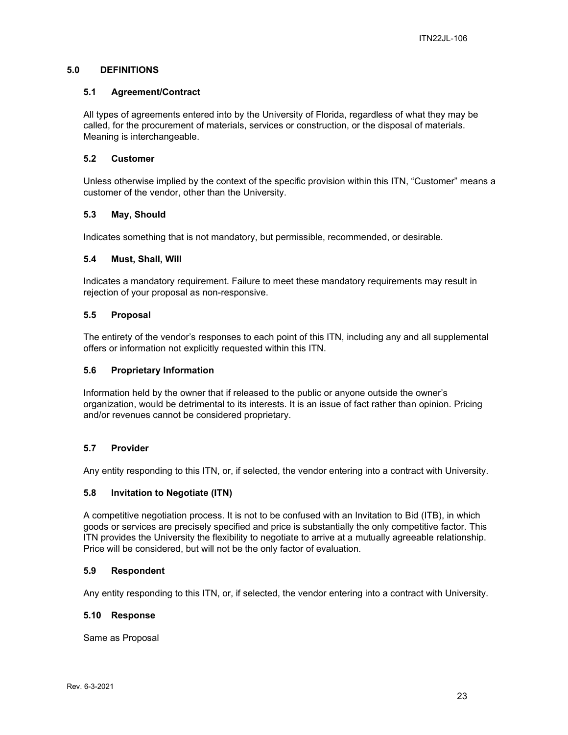## 5.0 DEFINITIONS

### 5.1 Agreement/Contract

All types of agreements entered into by the University of Florida, regardless of what they may be called, for the procurement of materials, services or construction, or the disposal of materials. Meaning is interchangeable.

### 5.2 Customer

Unless otherwise implied by the context of the specific provision within this ITN, "Customer" means a customer of the vendor, other than the University.

### 5.3 May, Should

Indicates something that is not mandatory, but permissible, recommended, or desirable.

### 5.4 Must, Shall, Will

Indicates a mandatory requirement. Failure to meet these mandatory requirements may result in rejection of your proposal as non-responsive.

### 5.5 Proposal

The entirety of the vendor's responses to each point of this ITN, including any and all supplemental offers or information not explicitly requested within this ITN.

### 5.6 Proprietary Information

Information held by the owner that if released to the public or anyone outside the owner's organization, would be detrimental to its interests. It is an issue of fact rather than opinion. Pricing and/or revenues cannot be considered proprietary.

### 5.7 Provider

Any entity responding to this ITN, or, if selected, the vendor entering into a contract with University.

### 5.8 Invitation to Negotiate (ITN)

A competitive negotiation process. It is not to be confused with an Invitation to Bid (ITB), in which goods or services are precisely specified and price is substantially the only competitive factor. This ITN provides the University the flexibility to negotiate to arrive at a mutually agreeable relationship. Price will be considered, but will not be the only factor of evaluation.

### 5.9 Respondent

Any entity responding to this ITN, or, if selected, the vendor entering into a contract with University.

### 5.10 Response

Same as Proposal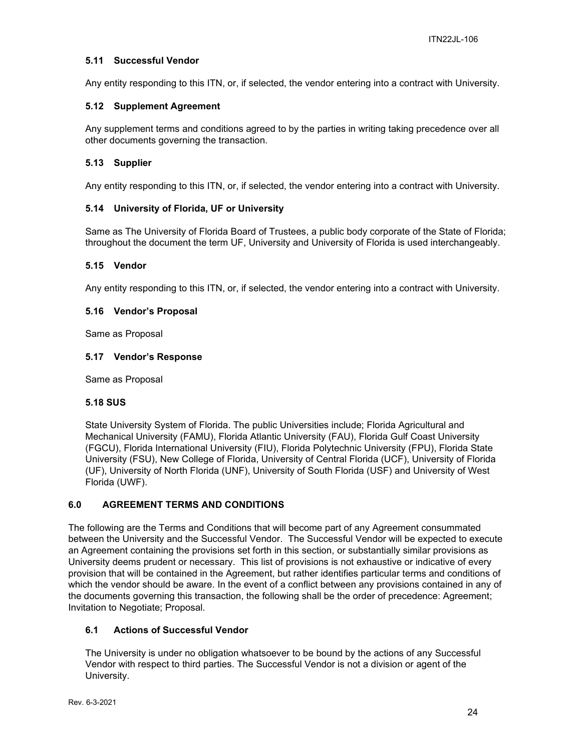### 5.11 Successful Vendor

Any entity responding to this ITN, or, if selected, the vendor entering into a contract with University.

### 5.12 Supplement Agreement

Any supplement terms and conditions agreed to by the parties in writing taking precedence over all other documents governing the transaction.

### 5.13 Supplier

Any entity responding to this ITN, or, if selected, the vendor entering into a contract with University.

### 5.14 University of Florida, UF or University

Same as The University of Florida Board of Trustees, a public body corporate of the State of Florida; throughout the document the term UF, University and University of Florida is used interchangeably.

### 5.15 Vendor

Any entity responding to this ITN, or, if selected, the vendor entering into a contract with University.

### 5.16 Vendor's Proposal

Same as Proposal

### 5.17 Vendor's Response

Same as Proposal

### 5.18 SUS

State University System of Florida. The public Universities include; Florida Agricultural and Mechanical University (FAMU), Florida Atlantic University (FAU), Florida Gulf Coast University (FGCU), Florida International University (FIU), Florida Polytechnic University (FPU), Florida State University (FSU), New College of Florida, University of Central Florida (UCF), University of Florida (UF), University of North Florida (UNF), University of South Florida (USF) and University of West Florida (UWF).

## 6.0 AGREEMENT TERMS AND CONDITIONS

The following are the Terms and Conditions that will become part of any Agreement consummated between the University and the Successful Vendor. The Successful Vendor will be expected to execute an Agreement containing the provisions set forth in this section, or substantially similar provisions as University deems prudent or necessary. This list of provisions is not exhaustive or indicative of every provision that will be contained in the Agreement, but rather identifies particular terms and conditions of which the vendor should be aware. In the event of a conflict between any provisions contained in any of the documents governing this transaction, the following shall be the order of precedence: Agreement; Invitation to Negotiate; Proposal.

### 6.1 Actions of Successful Vendor

The University is under no obligation whatsoever to be bound by the actions of any Successful Vendor with respect to third parties. The Successful Vendor is not a division or agent of the University.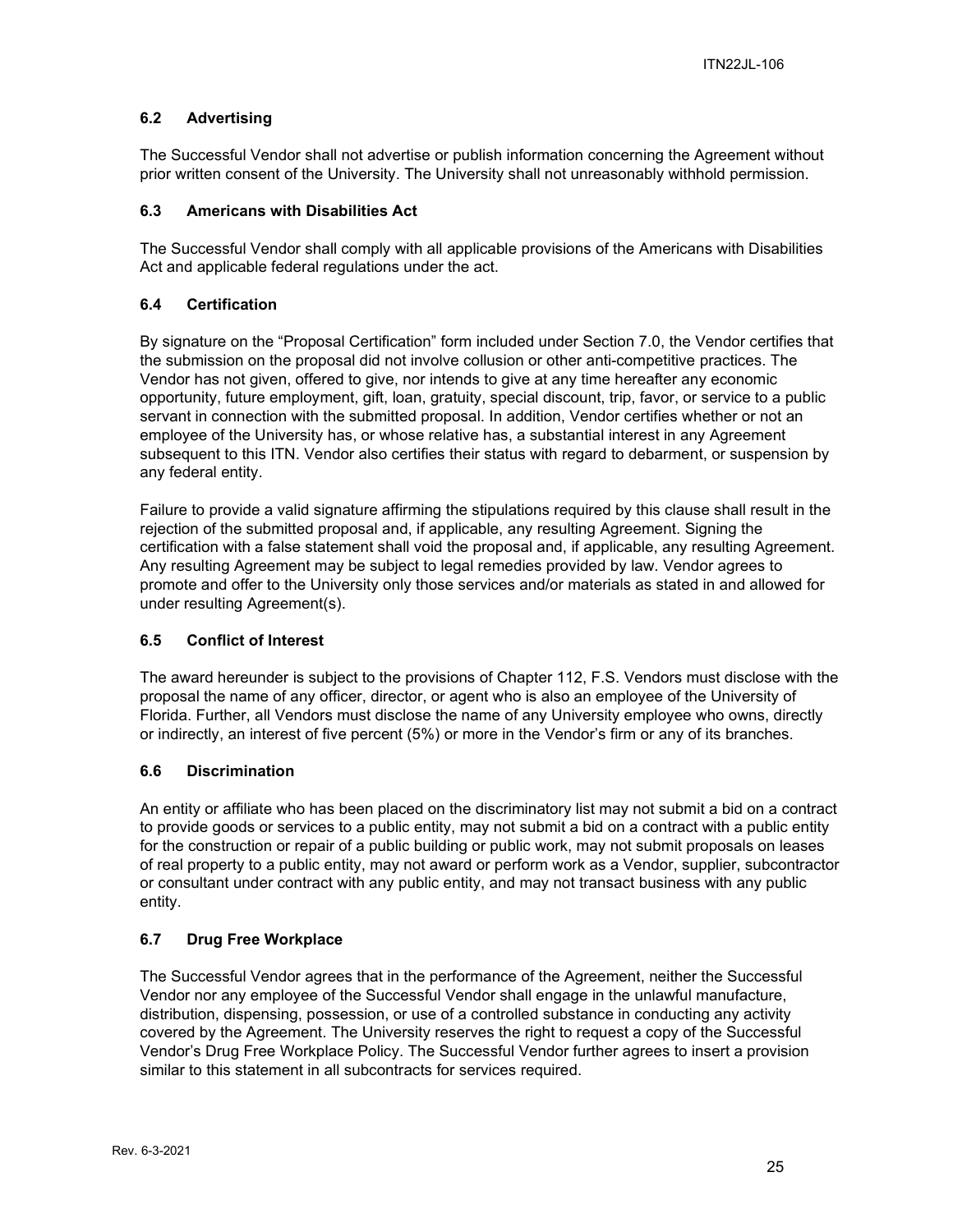### 6.2 Advertising

The Successful Vendor shall not advertise or publish information concerning the Agreement without prior written consent of the University. The University shall not unreasonably withhold permission.

### 6.3 Americans with Disabilities Act

The Successful Vendor shall comply with all applicable provisions of the Americans with Disabilities Act and applicable federal regulations under the act.

### 6.4 Certification

By signature on the "Proposal Certification" form included under Section 7.0, the Vendor certifies that the submission on the proposal did not involve collusion or other anti-competitive practices. The Vendor has not given, offered to give, nor intends to give at any time hereafter any economic opportunity, future employment, gift, loan, gratuity, special discount, trip, favor, or service to a public servant in connection with the submitted proposal. In addition, Vendor certifies whether or not an employee of the University has, or whose relative has, a substantial interest in any Agreement subsequent to this ITN. Vendor also certifies their status with regard to debarment, or suspension by any federal entity.

Failure to provide a valid signature affirming the stipulations required by this clause shall result in the rejection of the submitted proposal and, if applicable, any resulting Agreement. Signing the certification with a false statement shall void the proposal and, if applicable, any resulting Agreement. Any resulting Agreement may be subject to legal remedies provided by law. Vendor agrees to promote and offer to the University only those services and/or materials as stated in and allowed for under resulting Agreement(s).

### 6.5 Conflict of Interest

The award hereunder is subject to the provisions of Chapter 112, F.S. Vendors must disclose with the proposal the name of any officer, director, or agent who is also an employee of the University of Florida. Further, all Vendors must disclose the name of any University employee who owns, directly or indirectly, an interest of five percent (5%) or more in the Vendor's firm or any of its branches.

### 6.6 Discrimination

An entity or affiliate who has been placed on the discriminatory list may not submit a bid on a contract to provide goods or services to a public entity, may not submit a bid on a contract with a public entity for the construction or repair of a public building or public work, may not submit proposals on leases of real property to a public entity, may not award or perform work as a Vendor, supplier, subcontractor or consultant under contract with any public entity, and may not transact business with any public entity.

### 6.7 Drug Free Workplace

The Successful Vendor agrees that in the performance of the Agreement, neither the Successful Vendor nor any employee of the Successful Vendor shall engage in the unlawful manufacture, distribution, dispensing, possession, or use of a controlled substance in conducting any activity covered by the Agreement. The University reserves the right to request a copy of the Successful Vendor's Drug Free Workplace Policy. The Successful Vendor further agrees to insert a provision similar to this statement in all subcontracts for services required.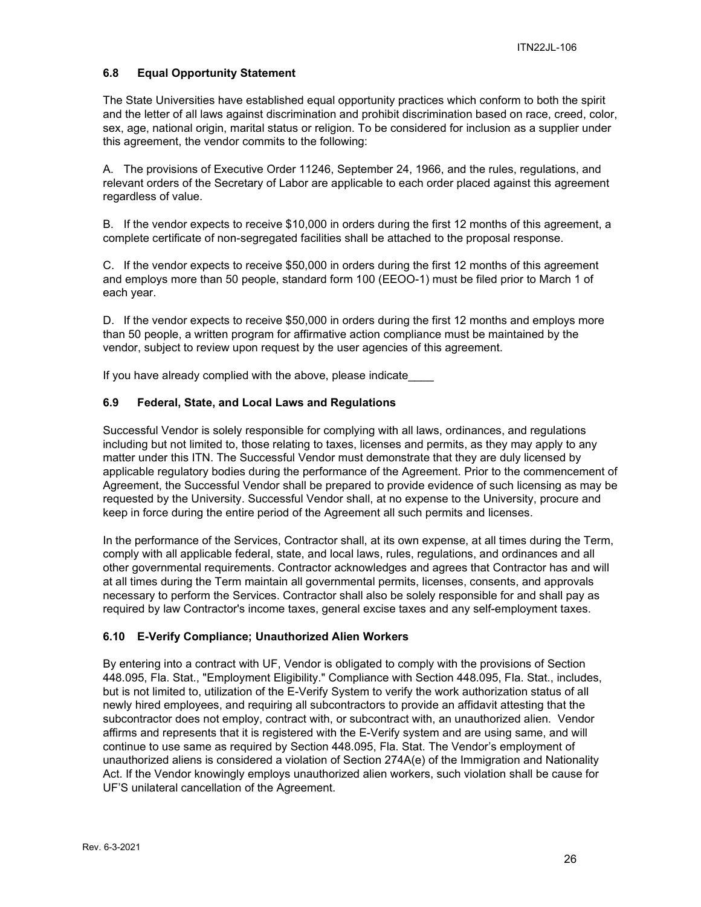### 6.8 Equal Opportunity Statement

The State Universities have established equal opportunity practices which conform to both the spirit and the letter of all laws against discrimination and prohibit discrimination based on race, creed, color, sex, age, national origin, marital status or religion. To be considered for inclusion as a supplier under this agreement, the vendor commits to the following:

A. The provisions of Executive Order 11246, September 24, 1966, and the rules, regulations, and relevant orders of the Secretary of Labor are applicable to each order placed against this agreement regardless of value.

B. If the vendor expects to receive $10,000 in orders during the first 12 months of this agreement, a complete certificate of non-segregated facilities shall be attached to the proposal response.

C. If the vendor expects to receive $50,000 in orders during the first 12 months of this agreement and employs more than 50 people, standard form 100 (EEOO-1) must be filed prior to March 1 of each year.

D. If the vendor expects to receive $50,000 in orders during the first 12 months and employs more than 50 people, a written program for affirmative action compliance must be maintained by the vendor, subject to review upon request by the user agencies of this agreement.

If you have already complied with the above, please indicate____

### 6.9 Federal, State, and Local Laws and Regulations

Successful Vendor is solely responsible for complying with all laws, ordinances, and regulations including but not limited to, those relating to taxes, licenses and permits, as they may apply to any matter under this ITN. The Successful Vendor must demonstrate that they are duly licensed by applicable regulatory bodies during the performance of the Agreement. Prior to the commencement of Agreement, the Successful Vendor shall be prepared to provide evidence of such licensing as may be requested by the University. Successful Vendor shall, at no expense to the University, procure and keep in force during the entire period of the Agreement all such permits and licenses.

In the performance of the Services, Contractor shall, at its own expense, at all times during the Term, comply with all applicable federal, state, and local laws, rules, regulations, and ordinances and all other governmental requirements. Contractor acknowledges and agrees that Contractor has and will at all times during the Term maintain all governmental permits, licenses, consents, and approvals necessary to perform the Services. Contractor shall also be solely responsible for and shall pay as required by law Contractor's income taxes, general excise taxes and any self-employment taxes.

### 6.10 E-Verify Compliance; Unauthorized Alien Workers

By entering into a contract with UF, Vendor is obligated to comply with the provisions of Section 448.095, Fla. Stat., "Employment Eligibility." Compliance with Section 448.095, Fla. Stat., includes, but is not limited to, utilization of the E-Verify System to verify the work authorization status of all newly hired employees, and requiring all subcontractors to provide an affidavit attesting that the subcontractor does not employ, contract with, or subcontract with, an unauthorized alien. Vendor affirms and represents that it is registered with the E-Verify system and are using same, and will continue to use same as required by Section 448.095, Fla. Stat. The Vendor's employment of unauthorized aliens is considered a violation of Section 274A(e) of the Immigration and Nationality Act. If the Vendor knowingly employs unauthorized alien workers, such violation shall be cause for UF'S unilateral cancellation of the Agreement.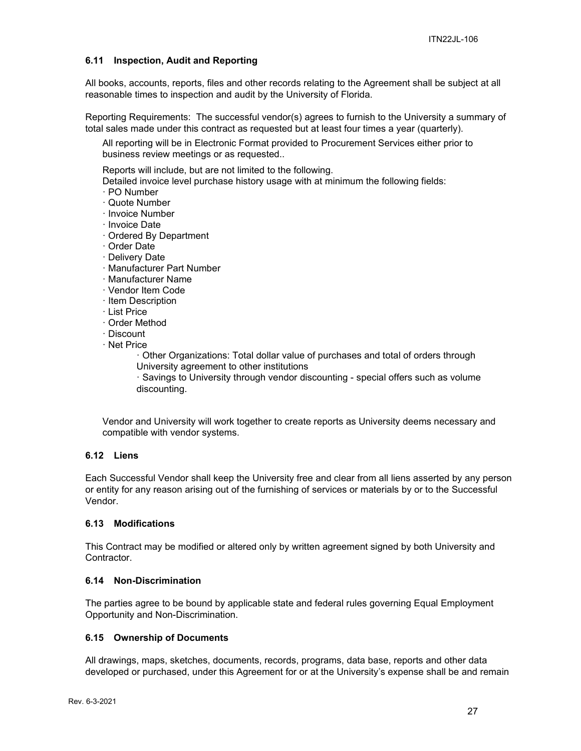### 6.11 Inspection, Audit and Reporting

All books, accounts, reports, files and other records relating to the Agreement shall be subject at all reasonable times to inspection and audit by the University of Florida.

Reporting Requirements: The successful vendor(s) agrees to furnish to the University a summary of total sales made under this contract as requested but at least four times a year (quarterly).

All reporting will be in Electronic Format provided to Procurement Services either prior to business review meetings or as requested..

Reports will include, but are not limited to the following.
Detailed invoice level purchase history usage with at minimum the following fields:

- PO Number
- Quote Number
- Invoice Number
- Invoice Date
- Ordered By Department
- Order Date
- Delivery Date
- Manufacturer Part Number
- Manufacturer Name
- Vendor Item Code
- Item Description
- List Price
- Order Method
- Discount
- Net Price
    - Other Organizations: Total dollar value of purchases and total of orders through University agreement to other institutions
    - Savings to University through vendor discounting - special offers such as volume discounting.

Vendor and University will work together to create reports as University deems necessary and compatible with vendor systems.

### 6.12 Liens

Each Successful Vendor shall keep the University free and clear from all liens asserted by any person or entity for any reason arising out of the furnishing of services or materials by or to the Successful Vendor.

### 6.13 Modifications

This Contract may be modified or altered only by written agreement signed by both University and Contractor.

### 6.14 Non-Discrimination

The parties agree to be bound by applicable state and federal rules governing Equal Employment Opportunity and Non-Discrimination.

### 6.15 Ownership of Documents

All drawings, maps, sketches, documents, records, programs, data base, reports and other data developed or purchased, under this Agreement for or at the University's expense shall be and remain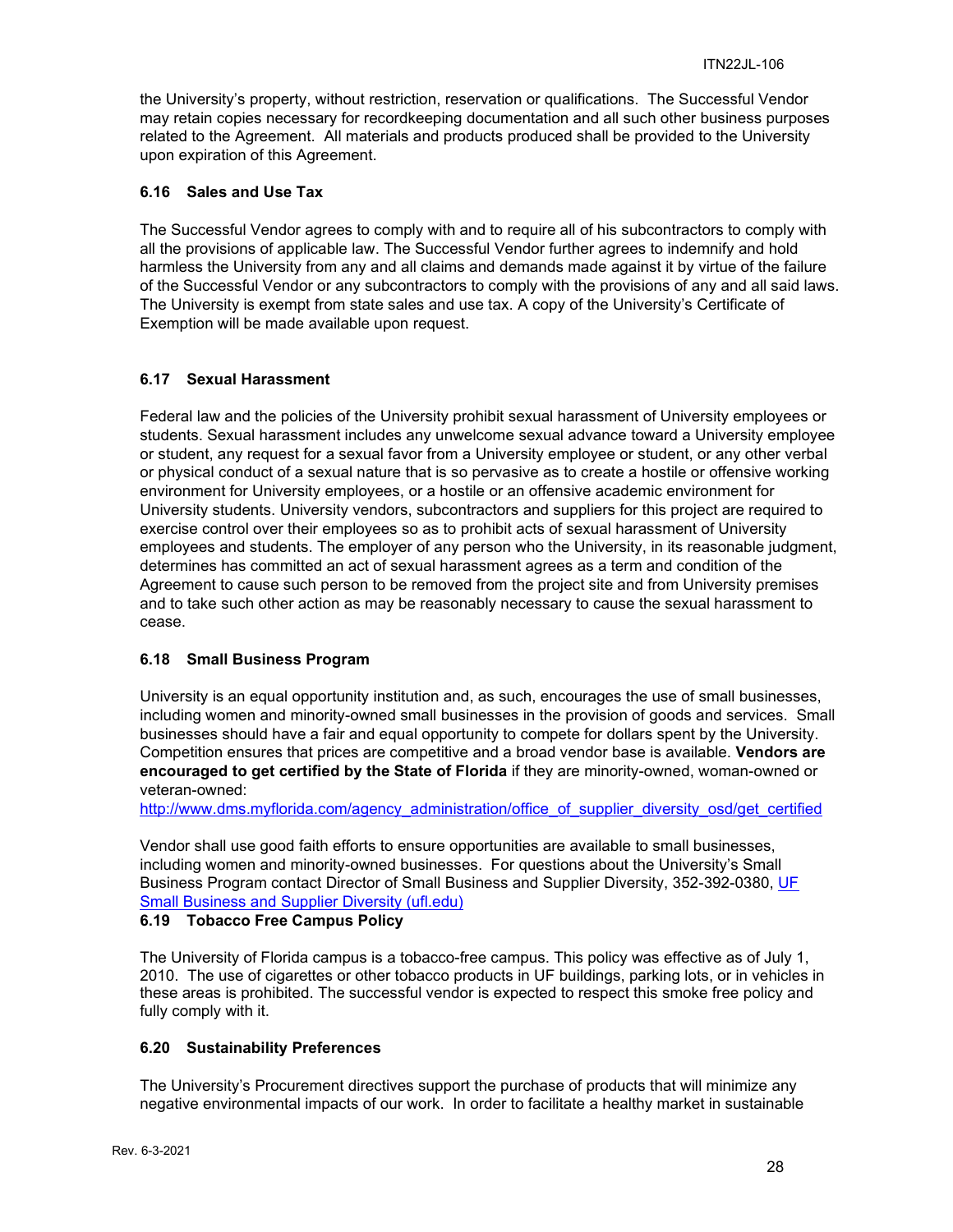the University's property, without restriction, reservation or qualifications. The Successful Vendor may retain copies necessary for recordkeeping documentation and all such other business purposes related to the Agreement. All materials and products produced shall be provided to the University upon expiration of this Agreement.

### 6.16 Sales and Use Tax

The Successful Vendor agrees to comply with and to require all of his subcontractors to comply with all the provisions of applicable law. The Successful Vendor further agrees to indemnify and hold harmless the University from any and all claims and demands made against it by virtue of the failure of the Successful Vendor or any subcontractors to comply with the provisions of any and all said laws. The University is exempt from state sales and use tax. A copy of the University's Certificate of Exemption will be made available upon request.

### 6.17 Sexual Harassment

Federal law and the policies of the University prohibit sexual harassment of University employees or students. Sexual harassment includes any unwelcome sexual advance toward a University employee or student, any request for a sexual favor from a University employee or student, or any other verbal or physical conduct of a sexual nature that is so pervasive as to create a hostile or offensive working environment for University employees, or a hostile or an offensive academic environment for University students. University vendors, subcontractors and suppliers for this project are required to exercise control over their employees so as to prohibit acts of sexual harassment of University employees and students. The employer of any person who the University, in its reasonable judgment, determines has committed an act of sexual harassment agrees as a term and condition of the Agreement to cause such person to be removed from the project site and from University premises and to take such other action as may be reasonably necessary to cause the sexual harassment to cease.

### 6.18 Small Business Program

University is an equal opportunity institution and, as such, encourages the use of small businesses, including women and minority-owned small businesses in the provision of goods and services. Small businesses should have a fair and equal opportunity to compete for dollars spent by the University. Competition ensures that prices are competitive and a broad vendor base is available. **Vendors are encouraged to get certified by the State of Florida** if they are minority-owned, woman-owned or veteran-owned:
http://www.dms.myflorida.com/agency_administration/office_of_supplier_diversity_osd/get_certified

Vendor shall use good faith efforts to ensure opportunities are available to small businesses, including women and minority-owned businesses. For questions about the University's Small Business Program contact Director of Small Business and Supplier Diversity, 352-392-0380, UF Small Business and Supplier Diversity (ufl.edu)

### 6.19 Tobacco Free Campus Policy

The University of Florida campus is a tobacco-free campus. This policy was effective as of July 1, 2010. The use of cigarettes or other tobacco products in UF buildings, parking lots, or in vehicles in these areas is prohibited. The successful vendor is expected to respect this smoke free policy and fully comply with it.

### 6.20 Sustainability Preferences

The University's Procurement directives support the purchase of products that will minimize any negative environmental impacts of our work. In order to facilitate a healthy market in sustainable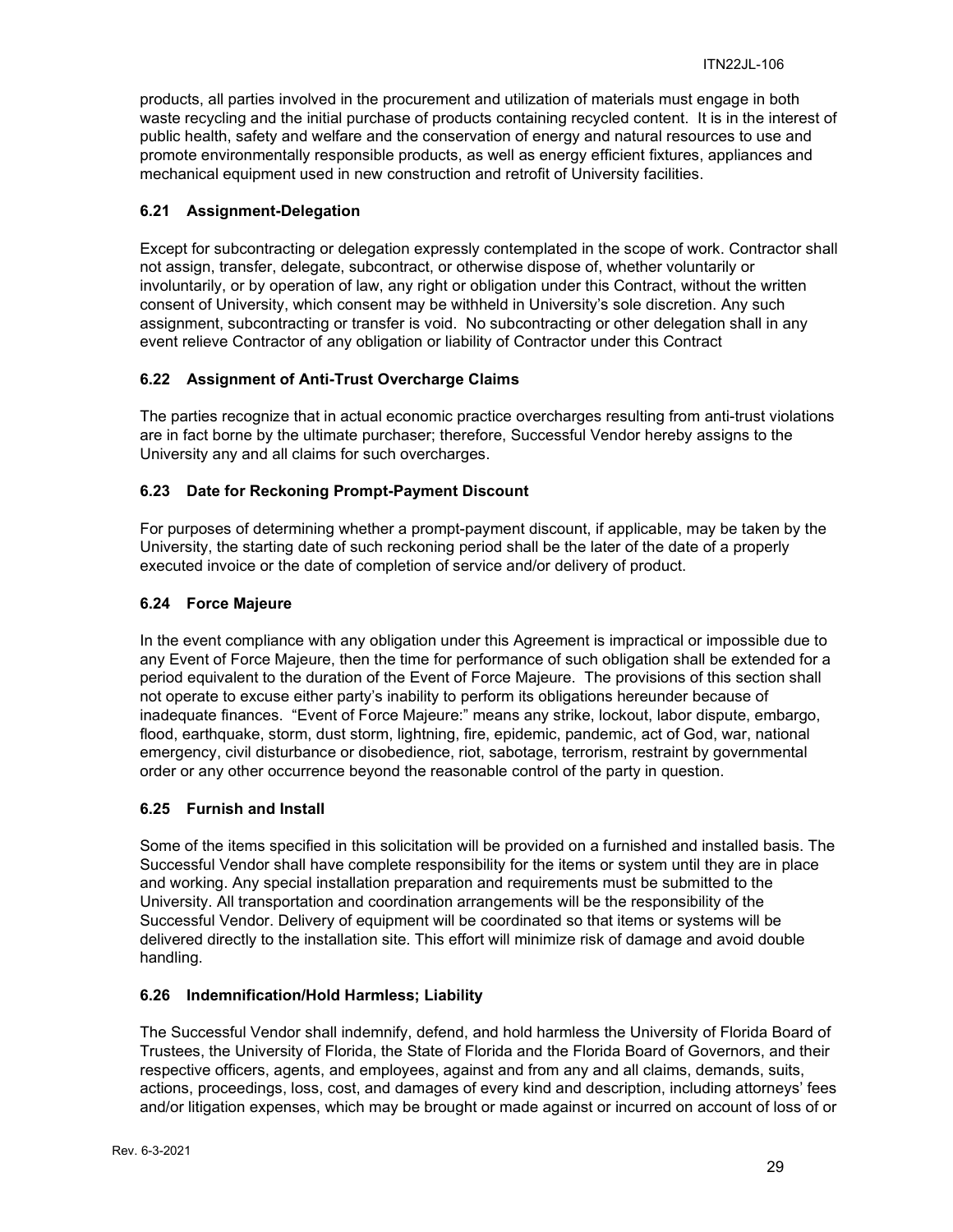products, all parties involved in the procurement and utilization of materials must engage in both waste recycling and the initial purchase of products containing recycled content. It is in the interest of public health, safety and welfare and the conservation of energy and natural resources to use and promote environmentally responsible products, as well as energy efficient fixtures, appliances and mechanical equipment used in new construction and retrofit of University facilities.

### 6.21 Assignment-Delegation

Except for subcontracting or delegation expressly contemplated in the scope of work. Contractor shall not assign, transfer, delegate, subcontract, or otherwise dispose of, whether voluntarily or involuntarily, or by operation of law, any right or obligation under this Contract, without the written consent of University, which consent may be withheld in University's sole discretion. Any such assignment, subcontracting or transfer is void. No subcontracting or other delegation shall in any event relieve Contractor of any obligation or liability of Contractor under this Contract

### 6.22 Assignment of Anti-Trust Overcharge Claims

The parties recognize that in actual economic practice overcharges resulting from anti-trust violations are in fact borne by the ultimate purchaser; therefore, Successful Vendor hereby assigns to the University any and all claims for such overcharges.

### 6.23 Date for Reckoning Prompt-Payment Discount

For purposes of determining whether a prompt-payment discount, if applicable, may be taken by the University, the starting date of such reckoning period shall be the later of the date of a properly executed invoice or the date of completion of service and/or delivery of product.

### 6.24 Force Majeure

In the event compliance with any obligation under this Agreement is impractical or impossible due to any Event of Force Majeure, then the time for performance of such obligation shall be extended for a period equivalent to the duration of the Event of Force Majeure. The provisions of this section shall not operate to excuse either party's inability to perform its obligations hereunder because of inadequate finances. "Event of Force Majeure:" means any strike, lockout, labor dispute, embargo, flood, earthquake, storm, dust storm, lightning, fire, epidemic, pandemic, act of God, war, national emergency, civil disturbance or disobedience, riot, sabotage, terrorism, restraint by governmental order or any other occurrence beyond the reasonable control of the party in question.

### 6.25 Furnish and Install

Some of the items specified in this solicitation will be provided on a furnished and installed basis. The Successful Vendor shall have complete responsibility for the items or system until they are in place and working. Any special installation preparation and requirements must be submitted to the University. All transportation and coordination arrangements will be the responsibility of the Successful Vendor. Delivery of equipment will be coordinated so that items or systems will be delivered directly to the installation site. This effort will minimize risk of damage and avoid double handling.

### 6.26 Indemnification/Hold Harmless; Liability

The Successful Vendor shall indemnify, defend, and hold harmless the University of Florida Board of Trustees, the University of Florida, the State of Florida and the Florida Board of Governors, and their respective officers, agents, and employees, against and from any and all claims, demands, suits, actions, proceedings, loss, cost, and damages of every kind and description, including attorneys' fees and/or litigation expenses, which may be brought or made against or incurred on account of loss of or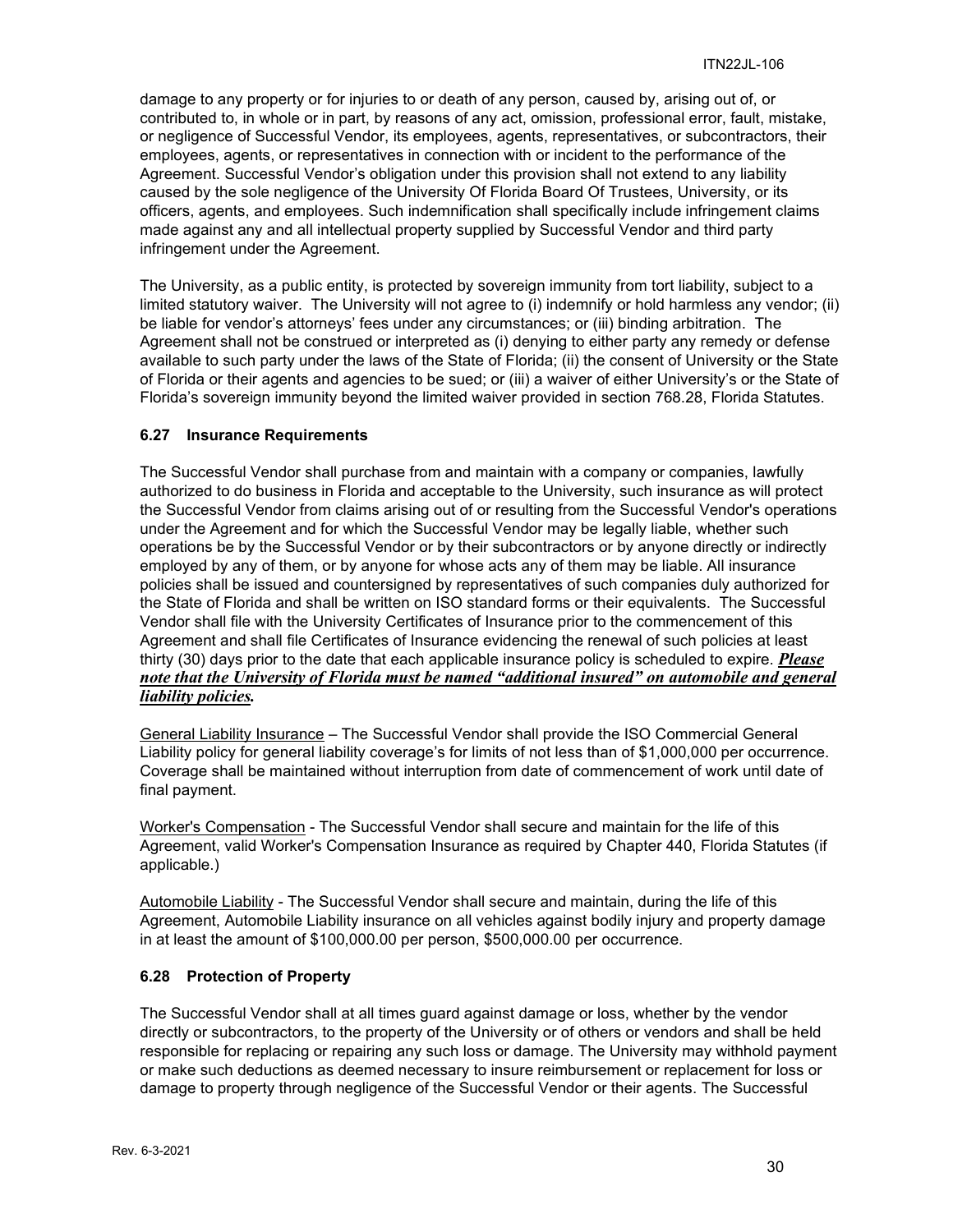damage to any property or for injuries to or death of any person, caused by, arising out of, or contributed to, in whole or in part, by reasons of any act, omission, professional error, fault, mistake, or negligence of Successful Vendor, its employees, agents, representatives, or subcontractors, their employees, agents, or representatives in connection with or incident to the performance of the Agreement. Successful Vendor's obligation under this provision shall not extend to any liability caused by the sole negligence of the University Of Florida Board Of Trustees, University, or its officers, agents, and employees. Such indemnification shall specifically include infringement claims made against any and all intellectual property supplied by Successful Vendor and third party infringement under the Agreement.

The University, as a public entity, is protected by sovereign immunity from tort liability, subject to a limited statutory waiver. The University will not agree to (i) indemnify or hold harmless any vendor; (ii) be liable for vendor's attorneys' fees under any circumstances; or (iii) binding arbitration. The Agreement shall not be construed or interpreted as (i) denying to either party any remedy or defense available to such party under the laws of the State of Florida; (ii) the consent of University or the State of Florida or their agents and agencies to be sued; or (iii) a waiver of either University's or the State of Florida's sovereign immunity beyond the limited waiver provided in section 768.28, Florida Statutes.

### 6.27 Insurance Requirements

The Successful Vendor shall purchase from and maintain with a company or companies, lawfully authorized to do business in Florida and acceptable to the University, such insurance as will protect the Successful Vendor from claims arising out of or resulting from the Successful Vendor's operations under the Agreement and for which the Successful Vendor may be legally liable, whether such operations be by the Successful Vendor or by their subcontractors or by anyone directly or indirectly employed by any of them, or by anyone for whose acts any of them may be liable. All insurance policies shall be issued and countersigned by representatives of such companies duly authorized for the State of Florida and shall be written on ISO standard forms or their equivalents. The Successful Vendor shall file with the University Certificates of Insurance prior to the commencement of this Agreement and shall file Certificates of Insurance evidencing the renewal of such policies at least thirty (30) days prior to the date that each applicable insurance policy is scheduled to expire. ***Please note that the University of Florida must be named "additional insured" on automobile and general liability policies.***

General Liability Insurance – The Successful Vendor shall provide the ISO Commercial General Liability policy for general liability coverage's for limits of not less than of $1,000,000 per occurrence. Coverage shall be maintained without interruption from date of commencement of work until date of final payment.

Worker's Compensation - The Successful Vendor shall secure and maintain for the life of this Agreement, valid Worker's Compensation Insurance as required by Chapter 440, Florida Statutes (if applicable.)

Automobile Liability - The Successful Vendor shall secure and maintain, during the life of this Agreement, Automobile Liability insurance on all vehicles against bodily injury and property damage in at least the amount of $100,000.00 per person, $500,000.00 per occurrence.

### 6.28 Protection of Property

The Successful Vendor shall at all times guard against damage or loss, whether by the vendor directly or subcontractors, to the property of the University or of others or vendors and shall be held responsible for replacing or repairing any such loss or damage. The University may withhold payment or make such deductions as deemed necessary to insure reimbursement or replacement for loss or damage to property through negligence of the Successful Vendor or their agents. The Successful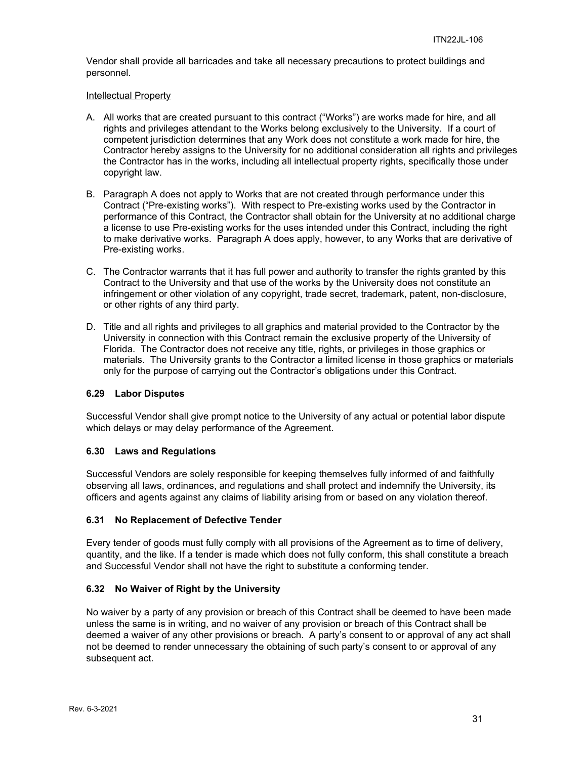Vendor shall provide all barricades and take all necessary precautions to protect buildings and personnel.

Intellectual Property

A. All works that are created pursuant to this contract ("Works") are works made for hire, and all rights and privileges attendant to the Works belong exclusively to the University. If a court of competent jurisdiction determines that any Work does not constitute a work made for hire, the Contractor hereby assigns to the University for no additional consideration all rights and privileges the Contractor has in the works, including all intellectual property rights, specifically those under copyright law.

B. Paragraph A does not apply to Works that are not created through performance under this Contract ("Pre-existing works"). With respect to Pre-existing works used by the Contractor in performance of this Contract, the Contractor shall obtain for the University at no additional charge a license to use Pre-existing works for the uses intended under this Contract, including the right to make derivative works. Paragraph A does apply, however, to any Works that are derivative of Pre-existing works.

C. The Contractor warrants that it has full power and authority to transfer the rights granted by this Contract to the University and that use of the works by the University does not constitute an infringement or other violation of any copyright, trade secret, trademark, patent, non-disclosure, or other rights of any third party.

D. Title and all rights and privileges to all graphics and material provided to the Contractor by the University in connection with this Contract remain the exclusive property of the University of Florida. The Contractor does not receive any title, rights, or privileges in those graphics or materials. The University grants to the Contractor a limited license in those graphics or materials only for the purpose of carrying out the Contractor's obligations under this Contract.

### 6.29 Labor Disputes

Successful Vendor shall give prompt notice to the University of any actual or potential labor dispute which delays or may delay performance of the Agreement.

### 6.30 Laws and Regulations

Successful Vendors are solely responsible for keeping themselves fully informed of and faithfully observing all laws, ordinances, and regulations and shall protect and indemnify the University, its officers and agents against any claims of liability arising from or based on any violation thereof.

### 6.31 No Replacement of Defective Tender

Every tender of goods must fully comply with all provisions of the Agreement as to time of delivery, quantity, and the like. If a tender is made which does not fully conform, this shall constitute a breach and Successful Vendor shall not have the right to substitute a conforming tender.

### 6.32 No Waiver of Right by the University

No waiver by a party of any provision or breach of this Contract shall be deemed to have been made unless the same is in writing, and no waiver of any provision or breach of this Contract shall be deemed a waiver of any other provisions or breach. A party's consent to or approval of any act shall not be deemed to render unnecessary the obtaining of such party's consent to or approval of any subsequent act.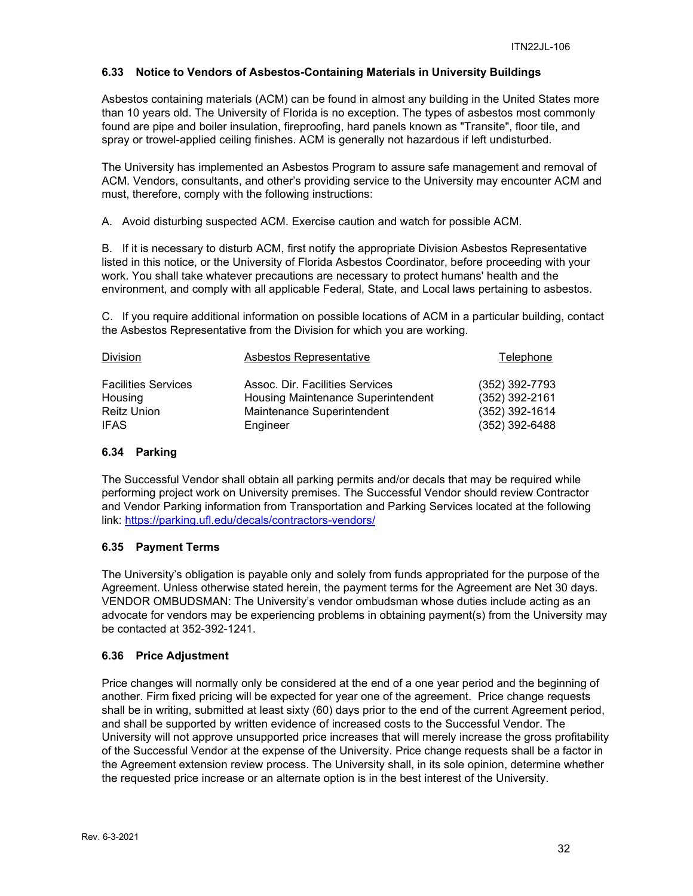### 6.33 Notice to Vendors of Asbestos-Containing Materials in University Buildings

Asbestos containing materials (ACM) can be found in almost any building in the United States more than 10 years old. The University of Florida is no exception. The types of asbestos most commonly found are pipe and boiler insulation, fireproofing, hard panels known as "Transite", floor tile, and spray or trowel-applied ceiling finishes. ACM is generally not hazardous if left undisturbed.

The University has implemented an Asbestos Program to assure safe management and removal of ACM. Vendors, consultants, and other's providing service to the University may encounter ACM and must, therefore, comply with the following instructions:

A. Avoid disturbing suspected ACM. Exercise caution and watch for possible ACM.

B. If it is necessary to disturb ACM, first notify the appropriate Division Asbestos Representative listed in this notice, or the University of Florida Asbestos Coordinator, before proceeding with your work. You shall take whatever precautions are necessary to protect humans' health and the environment, and comply with all applicable Federal, State, and Local laws pertaining to asbestos.

C. If you require additional information on possible locations of ACM in a particular building, contact the Asbestos Representative from the Division for which you are working.

| Division | Asbestos Representative | Telephone |
|---|---|---|
| Facilities Services | Assoc. Dir. Facilities Services | (352) 392-7793 |
| Housing | Housing Maintenance Superintendent | (352) 392-2161 |
| Reitz Union | Maintenance Superintendent | (352) 392-1614 |
| IFAS | Engineer | (352) 392-6488 |

### 6.34 Parking

The Successful Vendor shall obtain all parking permits and/or decals that may be required while performing project work on University premises. The Successful Vendor should review Contractor and Vendor Parking information from Transportation and Parking Services located at the following link: https://parking.ufl.edu/decals/contractors-vendors/

### 6.35 Payment Terms

The University's obligation is payable only and solely from funds appropriated for the purpose of the Agreement. Unless otherwise stated herein, the payment terms for the Agreement are Net 30 days. VENDOR OMBUDSMAN: The University's vendor ombudsman whose duties include acting as an advocate for vendors may be experiencing problems in obtaining payment(s) from the University may be contacted at 352-392-1241.

### 6.36 Price Adjustment

Price changes will normally only be considered at the end of a one year period and the beginning of another. Firm fixed pricing will be expected for year one of the agreement. Price change requests shall be in writing, submitted at least sixty (60) days prior to the end of the current Agreement period, and shall be supported by written evidence of increased costs to the Successful Vendor. The University will not approve unsupported price increases that will merely increase the gross profitability of the Successful Vendor at the expense of the University. Price change requests shall be a factor in the Agreement extension review process. The University shall, in its sole opinion, determine whether the requested price increase or an alternate option is in the best interest of the University.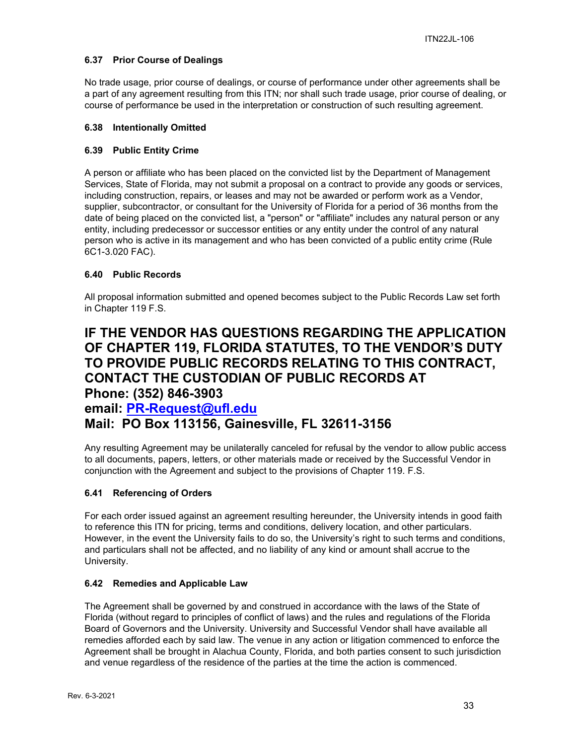### 6.37 Prior Course of Dealings

No trade usage, prior course of dealings, or course of performance under other agreements shall be a part of any agreement resulting from this ITN; nor shall such trade usage, prior course of dealing, or course of performance be used in the interpretation or construction of such resulting agreement.

### 6.38 Intentionally Omitted

### 6.39 Public Entity Crime

A person or affiliate who has been placed on the convicted list by the Department of Management Services, State of Florida, may not submit a proposal on a contract to provide any goods or services, including construction, repairs, or leases and may not be awarded or perform work as a Vendor, supplier, subcontractor, or consultant for the University of Florida for a period of 36 months from the date of being placed on the convicted list, a "person" or "affiliate" includes any natural person or any entity, including predecessor or successor entities or any entity under the control of any natural person who is active in its management and who has been convicted of a public entity crime (Rule 6C1-3.020 FAC).

### 6.40 Public Records

All proposal information submitted and opened becomes subject to the Public Records Law set forth in Chapter 119 F.S.

## IF THE VENDOR HAS QUESTIONS REGARDING THE APPLICATION OF CHAPTER 119, FLORIDA STATUTES, TO THE VENDOR'S DUTY TO PROVIDE PUBLIC RECORDS RELATING TO THIS CONTRACT, CONTACT THE CUSTODIAN OF PUBLIC RECORDS AT
## Phone: (352) 846-3903
## email: PR-Request@ufl.edu
## Mail: PO Box 113156, Gainesville, FL 32611-3156

Any resulting Agreement may be unilaterally canceled for refusal by the vendor to allow public access to all documents, papers, letters, or other materials made or received by the Successful Vendor in conjunction with the Agreement and subject to the provisions of Chapter 119. F.S.

### 6.41 Referencing of Orders

For each order issued against an agreement resulting hereunder, the University intends in good faith to reference this ITN for pricing, terms and conditions, delivery location, and other particulars. However, in the event the University fails to do so, the University's right to such terms and conditions, and particulars shall not be affected, and no liability of any kind or amount shall accrue to the University.

### 6.42 Remedies and Applicable Law

The Agreement shall be governed by and construed in accordance with the laws of the State of Florida (without regard to principles of conflict of laws) and the rules and regulations of the Florida Board of Governors and the University. University and Successful Vendor shall have available all remedies afforded each by said law. The venue in any action or litigation commenced to enforce the Agreement shall be brought in Alachua County, Florida, and both parties consent to such jurisdiction and venue regardless of the residence of the parties at the time the action is commenced.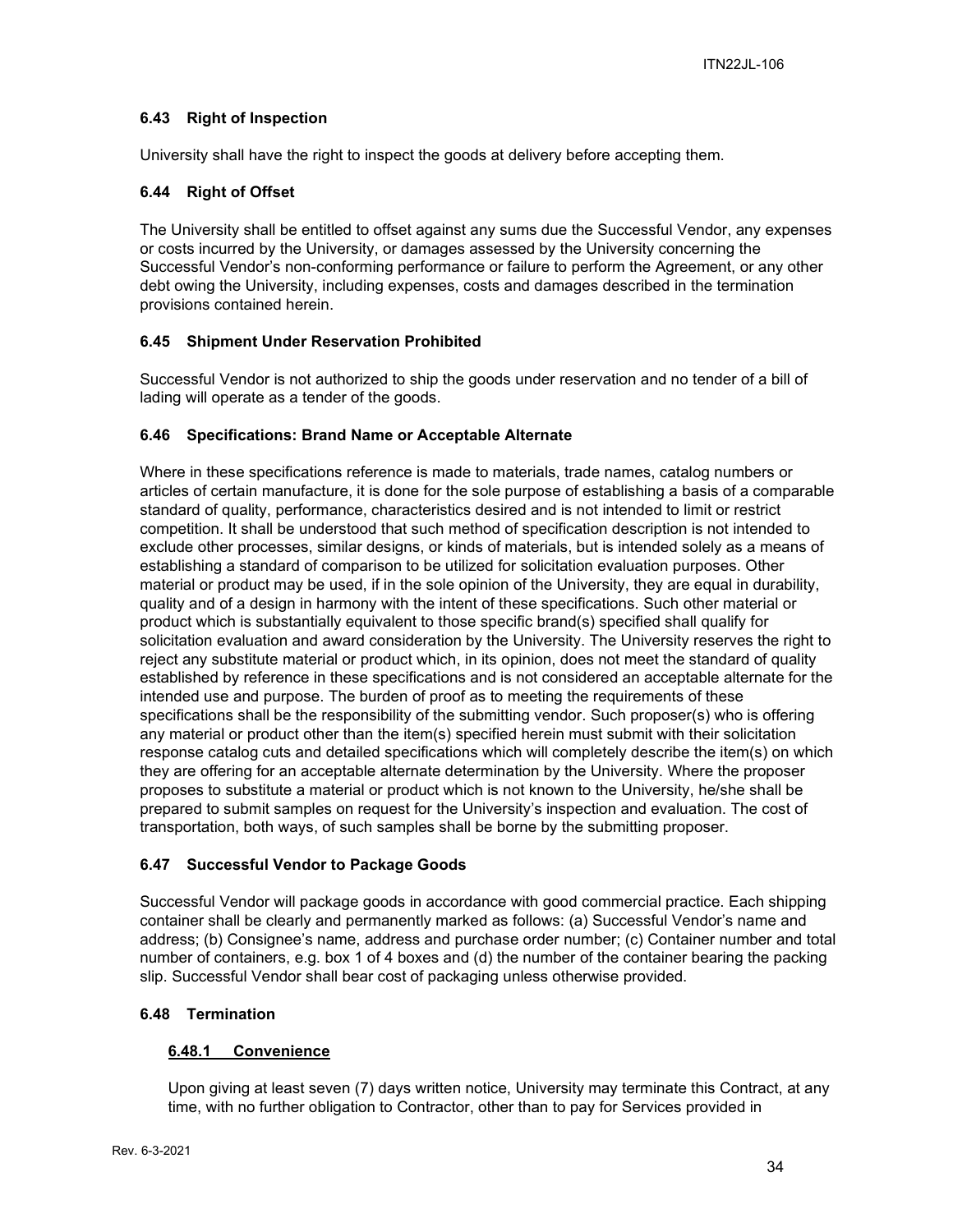### 6.43 Right of Inspection

University shall have the right to inspect the goods at delivery before accepting them.

### 6.44 Right of Offset

The University shall be entitled to offset against any sums due the Successful Vendor, any expenses or costs incurred by the University, or damages assessed by the University concerning the Successful Vendor's non-conforming performance or failure to perform the Agreement, or any other debt owing the University, including expenses, costs and damages described in the termination provisions contained herein.

### 6.45 Shipment Under Reservation Prohibited

Successful Vendor is not authorized to ship the goods under reservation and no tender of a bill of lading will operate as a tender of the goods.

### 6.46 Specifications: Brand Name or Acceptable Alternate

Where in these specifications reference is made to materials, trade names, catalog numbers or articles of certain manufacture, it is done for the sole purpose of establishing a basis of a comparable standard of quality, performance, characteristics desired and is not intended to limit or restrict competition. It shall be understood that such method of specification description is not intended to exclude other processes, similar designs, or kinds of materials, but is intended solely as a means of establishing a standard of comparison to be utilized for solicitation evaluation purposes. Other material or product may be used, if in the sole opinion of the University, they are equal in durability, quality and of a design in harmony with the intent of these specifications. Such other material or product which is substantially equivalent to those specific brand(s) specified shall qualify for solicitation evaluation and award consideration by the University. The University reserves the right to reject any substitute material or product which, in its opinion, does not meet the standard of quality established by reference in these specifications and is not considered an acceptable alternate for the intended use and purpose. The burden of proof as to meeting the requirements of these specifications shall be the responsibility of the submitting vendor. Such proposer(s) who is offering any material or product other than the item(s) specified herein must submit with their solicitation response catalog cuts and detailed specifications which will completely describe the item(s) on which they are offering for an acceptable alternate determination by the University. Where the proposer proposes to substitute a material or product which is not known to the University, he/she shall be prepared to submit samples on request for the University's inspection and evaluation. The cost of transportation, both ways, of such samples shall be borne by the submitting proposer.

### 6.47 Successful Vendor to Package Goods

Successful Vendor will package goods in accordance with good commercial practice. Each shipping container shall be clearly and permanently marked as follows: (a) Successful Vendor's name and address; (b) Consignee's name, address and purchase order number; (c) Container number and total number of containers, e.g. box 1 of 4 boxes and (d) the number of the container bearing the packing slip. Successful Vendor shall bear cost of packaging unless otherwise provided.

### 6.48 Termination

#### 6.48.1 Convenience

Upon giving at least seven (7) days written notice, University may terminate this Contract, at any time, with no further obligation to Contractor, other than to pay for Services provided in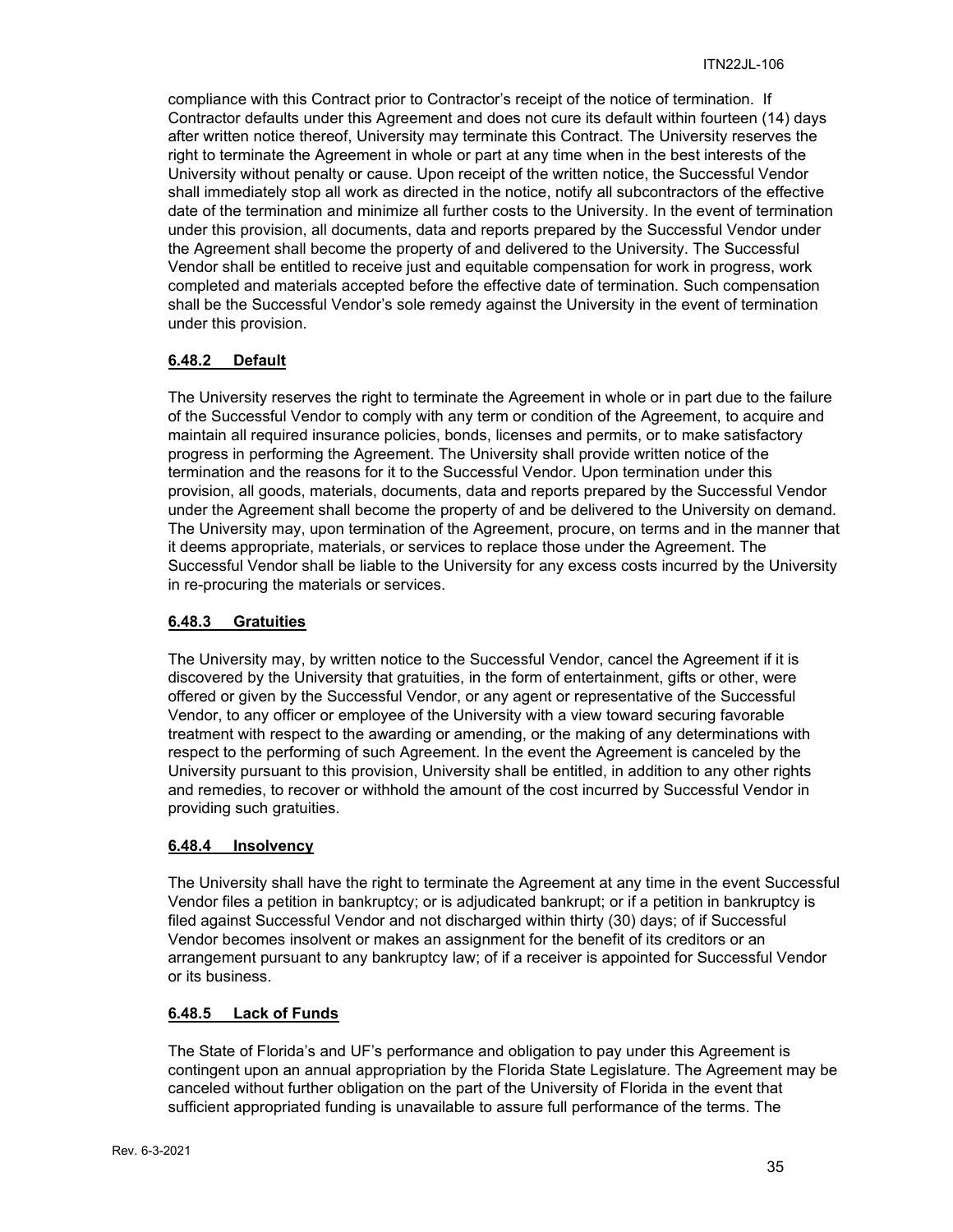compliance with this Contract prior to Contractor's receipt of the notice of termination. If Contractor defaults under this Agreement and does not cure its default within fourteen (14) days after written notice thereof, University may terminate this Contract. The University reserves the right to terminate the Agreement in whole or part at any time when in the best interests of the University without penalty or cause. Upon receipt of the written notice, the Successful Vendor shall immediately stop all work as directed in the notice, notify all subcontractors of the effective date of the termination and minimize all further costs to the University. In the event of termination under this provision, all documents, data and reports prepared by the Successful Vendor under the Agreement shall become the property of and delivered to the University. The Successful Vendor shall be entitled to receive just and equitable compensation for work in progress, work completed and materials accepted before the effective date of termination. Such compensation shall be the Successful Vendor's sole remedy against the University in the event of termination under this provision.

#### 6.48.2 Default

The University reserves the right to terminate the Agreement in whole or in part due to the failure of the Successful Vendor to comply with any term or condition of the Agreement, to acquire and maintain all required insurance policies, bonds, licenses and permits, or to make satisfactory progress in performing the Agreement. The University shall provide written notice of the termination and the reasons for it to the Successful Vendor. Upon termination under this provision, all goods, materials, documents, data and reports prepared by the Successful Vendor under the Agreement shall become the property of and be delivered to the University on demand. The University may, upon termination of the Agreement, procure, on terms and in the manner that it deems appropriate, materials, or services to replace those under the Agreement. The Successful Vendor shall be liable to the University for any excess costs incurred by the University in re-procuring the materials or services.

#### 6.48.3 Gratuities

The University may, by written notice to the Successful Vendor, cancel the Agreement if it is discovered by the University that gratuities, in the form of entertainment, gifts or other, were offered or given by the Successful Vendor, or any agent or representative of the Successful Vendor, to any officer or employee of the University with a view toward securing favorable treatment with respect to the awarding or amending, or the making of any determinations with respect to the performing of such Agreement. In the event the Agreement is canceled by the University pursuant to this provision, University shall be entitled, in addition to any other rights and remedies, to recover or withhold the amount of the cost incurred by Successful Vendor in providing such gratuities.

#### 6.48.4 Insolvency

The University shall have the right to terminate the Agreement at any time in the event Successful Vendor files a petition in bankruptcy; or is adjudicated bankrupt; or if a petition in bankruptcy is filed against Successful Vendor and not discharged within thirty (30) days; of if Successful Vendor becomes insolvent or makes an assignment for the benefit of its creditors or an arrangement pursuant to any bankruptcy law; of if a receiver is appointed for Successful Vendor or its business.

#### 6.48.5 Lack of Funds

The State of Florida's and UF's performance and obligation to pay under this Agreement is contingent upon an annual appropriation by the Florida State Legislature. The Agreement may be canceled without further obligation on the part of the University of Florida in the event that sufficient appropriated funding is unavailable to assure full performance of the terms. The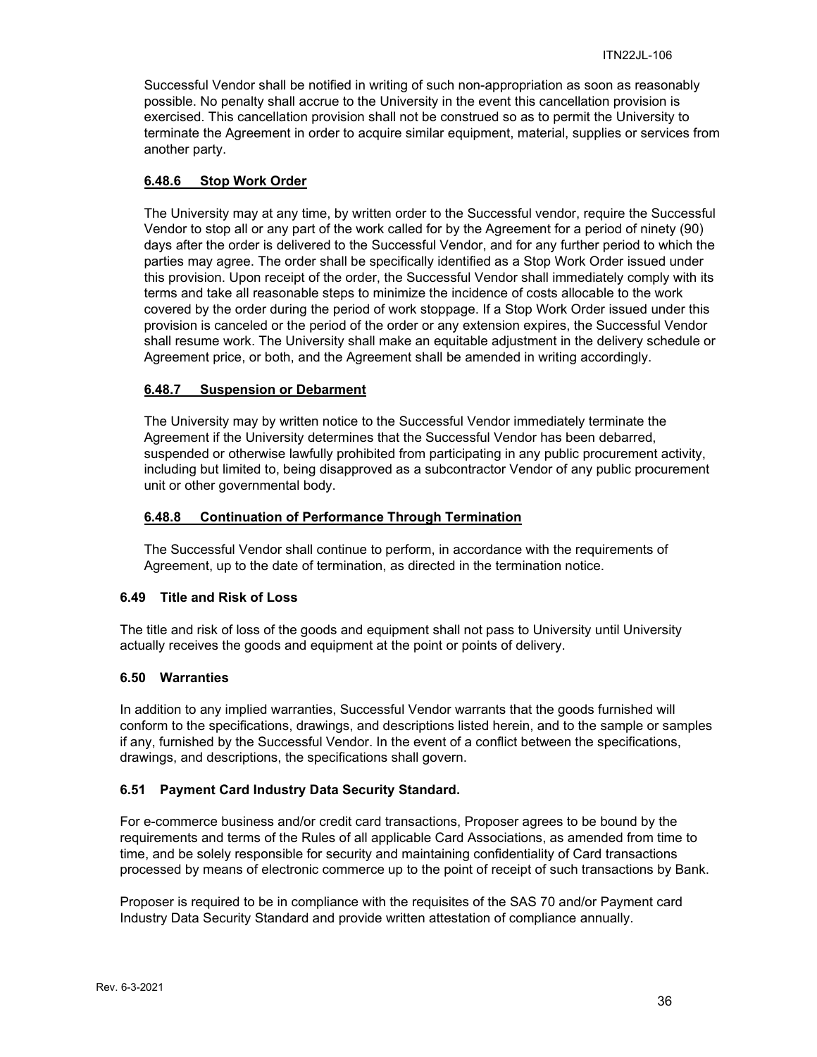Successful Vendor shall be notified in writing of such non-appropriation as soon as reasonably possible. No penalty shall accrue to the University in the event this cancellation provision is exercised. This cancellation provision shall not be construed so as to permit the University to terminate the Agreement in order to acquire similar equipment, material, supplies or services from another party.

#### 6.48.6 Stop Work Order

The University may at any time, by written order to the Successful vendor, require the Successful Vendor to stop all or any part of the work called for by the Agreement for a period of ninety (90) days after the order is delivered to the Successful Vendor, and for any further period to which the parties may agree. The order shall be specifically identified as a Stop Work Order issued under this provision. Upon receipt of the order, the Successful Vendor shall immediately comply with its terms and take all reasonable steps to minimize the incidence of costs allocable to the work covered by the order during the period of work stoppage. If a Stop Work Order issued under this provision is canceled or the period of the order or any extension expires, the Successful Vendor shall resume work. The University shall make an equitable adjustment in the delivery schedule or Agreement price, or both, and the Agreement shall be amended in writing accordingly.

#### 6.48.7 Suspension or Debarment

The University may by written notice to the Successful Vendor immediately terminate the Agreement if the University determines that the Successful Vendor has been debarred, suspended or otherwise lawfully prohibited from participating in any public procurement activity, including but limited to, being disapproved as a subcontractor Vendor of any public procurement unit or other governmental body.

#### 6.48.8 Continuation of Performance Through Termination

The Successful Vendor shall continue to perform, in accordance with the requirements of Agreement, up to the date of termination, as directed in the termination notice.

### 6.49 Title and Risk of Loss

The title and risk of loss of the goods and equipment shall not pass to University until University actually receives the goods and equipment at the point or points of delivery.

### 6.50 Warranties

In addition to any implied warranties, Successful Vendor warrants that the goods furnished will conform to the specifications, drawings, and descriptions listed herein, and to the sample or samples if any, furnished by the Successful Vendor. In the event of a conflict between the specifications, drawings, and descriptions, the specifications shall govern.

### 6.51 Payment Card Industry Data Security Standard.

For e-commerce business and/or credit card transactions, Proposer agrees to be bound by the requirements and terms of the Rules of all applicable Card Associations, as amended from time to time, and be solely responsible for security and maintaining confidentiality of Card transactions processed by means of electronic commerce up to the point of receipt of such transactions by Bank.

Proposer is required to be in compliance with the requisites of the SAS 70 and/or Payment card Industry Data Security Standard and provide written attestation of compliance annually.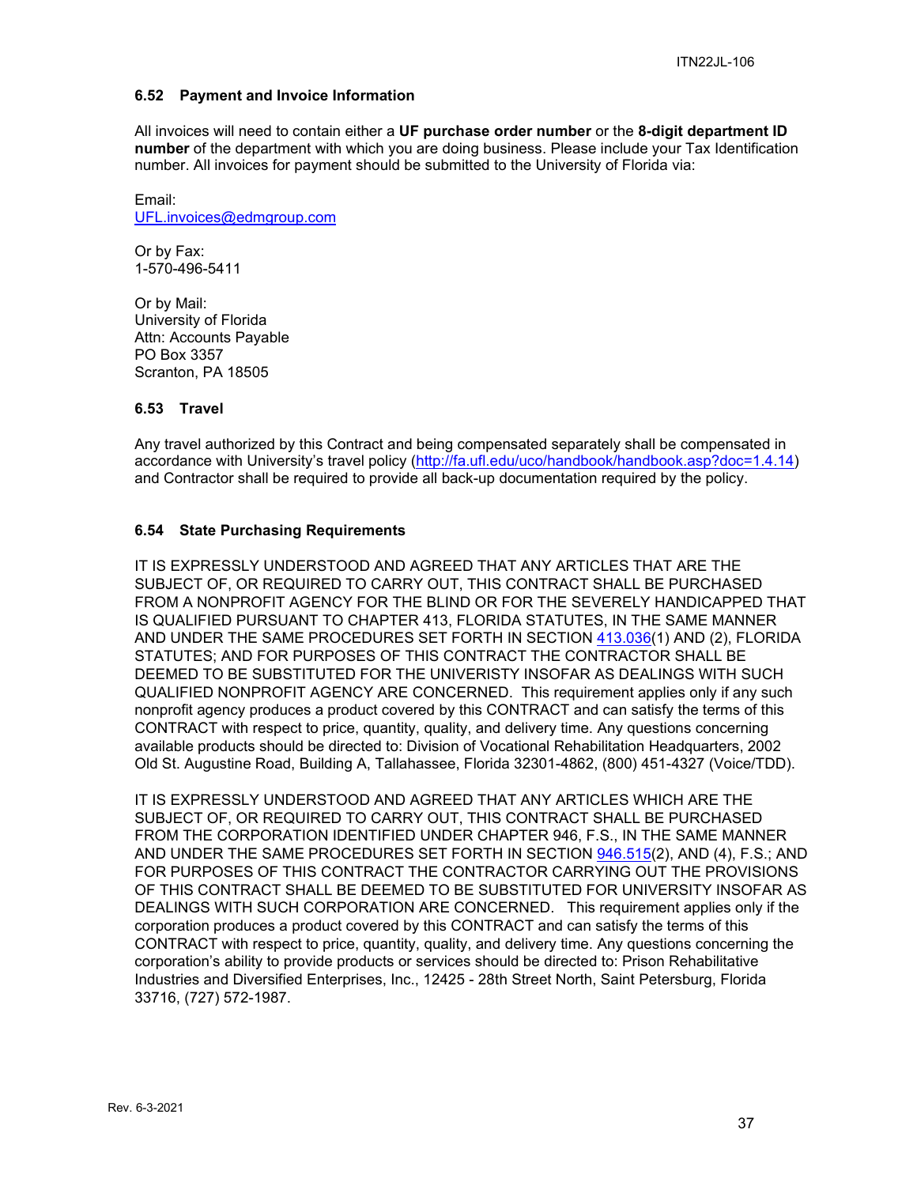### 6.52 Payment and Invoice Information

All invoices will need to contain either a **UF purchase order number** or the **8-digit department ID number** of the department with which you are doing business. Please include your Tax Identification number. All invoices for payment should be submitted to the University of Florida via:

Email:
UFL.invoices@edmgroup.com

Or by Fax:
1-570-496-5411

Or by Mail:
University of Florida
Attn: Accounts Payable
PO Box 3357
Scranton, PA 18505

### 6.53 Travel

Any travel authorized by this Contract and being compensated separately shall be compensated in accordance with University's travel policy (http://fa.ufl.edu/uco/handbook/handbook.asp?doc=1.4.14) and Contractor shall be required to provide all back-up documentation required by the policy.

### 6.54 State Purchasing Requirements

IT IS EXPRESSLY UNDERSTOOD AND AGREED THAT ANY ARTICLES THAT ARE THE SUBJECT OF, OR REQUIRED TO CARRY OUT, THIS CONTRACT SHALL BE PURCHASED FROM A NONPROFIT AGENCY FOR THE BLIND OR FOR THE SEVERELY HANDICAPPED THAT IS QUALIFIED PURSUANT TO CHAPTER 413, FLORIDA STATUTES, IN THE SAME MANNER AND UNDER THE SAME PROCEDURES SET FORTH IN SECTION 413.036(1) AND (2), FLORIDA STATUTES; AND FOR PURPOSES OF THIS CONTRACT THE CONTRACTOR SHALL BE DEEMED TO BE SUBSTITUTED FOR THE UNIVERISTY INSOFAR AS DEALINGS WITH SUCH QUALIFIED NONPROFIT AGENCY ARE CONCERNED. This requirement applies only if any such nonprofit agency produces a product covered by this CONTRACT and can satisfy the terms of this CONTRACT with respect to price, quantity, quality, and delivery time. Any questions concerning available products should be directed to: Division of Vocational Rehabilitation Headquarters, 2002 Old St. Augustine Road, Building A, Tallahassee, Florida 32301-4862, (800) 451-4327 (Voice/TDD).

IT IS EXPRESSLY UNDERSTOOD AND AGREED THAT ANY ARTICLES WHICH ARE THE SUBJECT OF, OR REQUIRED TO CARRY OUT, THIS CONTRACT SHALL BE PURCHASED FROM THE CORPORATION IDENTIFIED UNDER CHAPTER 946, F.S., IN THE SAME MANNER AND UNDER THE SAME PROCEDURES SET FORTH IN SECTION 946.515(2), AND (4), F.S.; AND FOR PURPOSES OF THIS CONTRACT THE CONTRACTOR CARRYING OUT THE PROVISIONS OF THIS CONTRACT SHALL BE DEEMED TO BE SUBSTITUTED FOR UNIVERSITY INSOFAR AS DEALINGS WITH SUCH CORPORATION ARE CONCERNED. This requirement applies only if the corporation produces a product covered by this CONTRACT and can satisfy the terms of this CONTRACT with respect to price, quantity, quality, and delivery time. Any questions concerning the corporation's ability to provide products or services should be directed to: Prison Rehabilitative Industries and Diversified Enterprises, Inc., 12425 - 28th Street North, Saint Petersburg, Florida 33716, (727) 572-1987.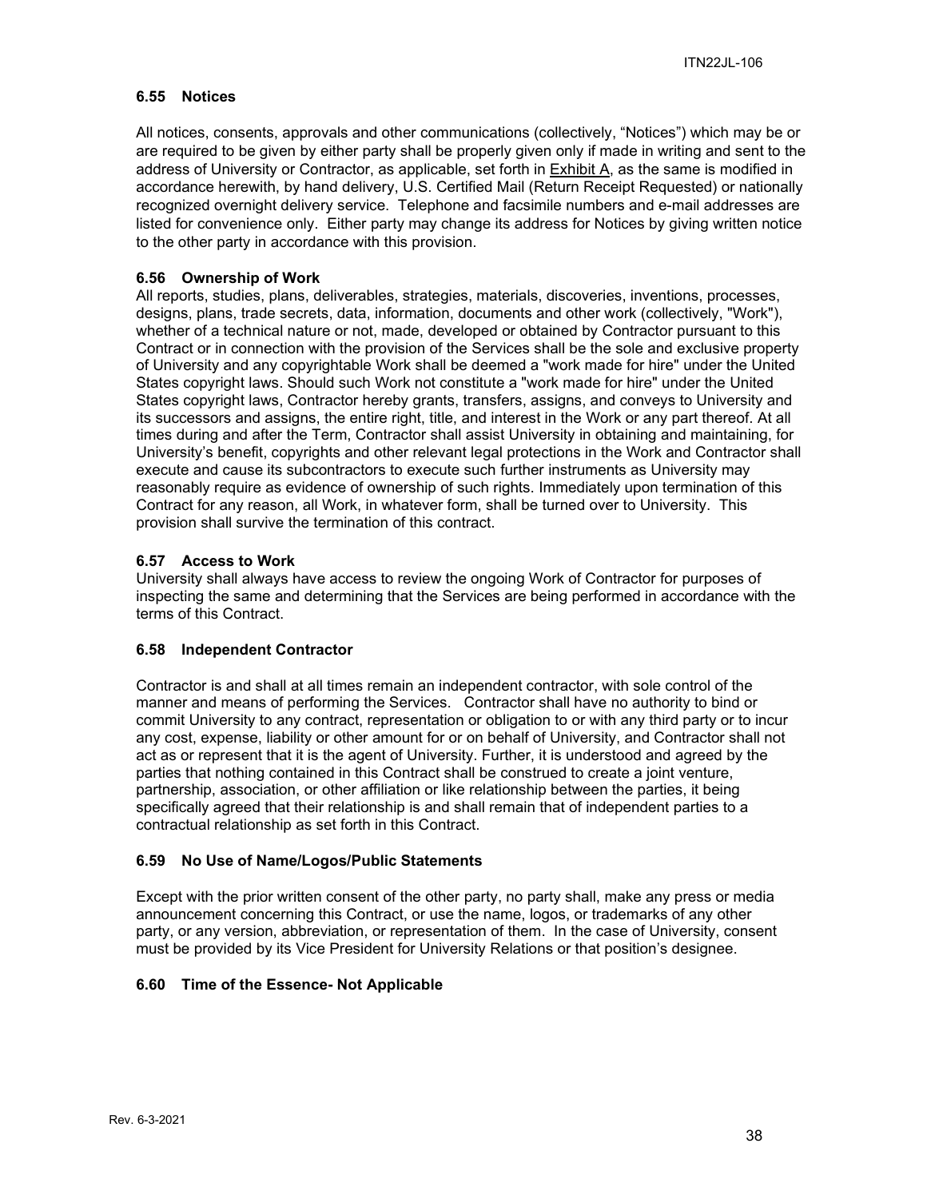### 6.55 Notices

All notices, consents, approvals and other communications (collectively, "Notices") which may be or are required to be given by either party shall be properly given only if made in writing and sent to the address of University or Contractor, as applicable, set forth in Exhibit A, as the same is modified in accordance herewith, by hand delivery, U.S. Certified Mail (Return Receipt Requested) or nationally recognized overnight delivery service. Telephone and facsimile numbers and e-mail addresses are listed for convenience only. Either party may change its address for Notices by giving written notice to the other party in accordance with this provision.

### 6.56 Ownership of Work

All reports, studies, plans, deliverables, strategies, materials, discoveries, inventions, processes, designs, plans, trade secrets, data, information, documents and other work (collectively, "Work"), whether of a technical nature or not, made, developed or obtained by Contractor pursuant to this Contract or in connection with the provision of the Services shall be the sole and exclusive property of University and any copyrightable Work shall be deemed a "work made for hire" under the United States copyright laws. Should such Work not constitute a "work made for hire" under the United States copyright laws, Contractor hereby grants, transfers, assigns, and conveys to University and its successors and assigns, the entire right, title, and interest in the Work or any part thereof. At all times during and after the Term, Contractor shall assist University in obtaining and maintaining, for University's benefit, copyrights and other relevant legal protections in the Work and Contractor shall execute and cause its subcontractors to execute such further instruments as University may reasonably require as evidence of ownership of such rights. Immediately upon termination of this Contract for any reason, all Work, in whatever form, shall be turned over to University. This provision shall survive the termination of this contract.

### 6.57 Access to Work

University shall always have access to review the ongoing Work of Contractor for purposes of inspecting the same and determining that the Services are being performed in accordance with the terms of this Contract.

### 6.58 Independent Contractor

Contractor is and shall at all times remain an independent contractor, with sole control of the manner and means of performing the Services. Contractor shall have no authority to bind or commit University to any contract, representation or obligation to or with any third party or to incur any cost, expense, liability or other amount for or on behalf of University, and Contractor shall not act as or represent that it is the agent of University. Further, it is understood and agreed by the parties that nothing contained in this Contract shall be construed to create a joint venture, partnership, association, or other affiliation or like relationship between the parties, it being specifically agreed that their relationship is and shall remain that of independent parties to a contractual relationship as set forth in this Contract.

### 6.59 No Use of Name/Logos/Public Statements

Except with the prior written consent of the other party, no party shall, make any press or media announcement concerning this Contract, or use the name, logos, or trademarks of any other party, or any version, abbreviation, or representation of them. In the case of University, consent must be provided by its Vice President for University Relations or that position's designee.

### 6.60 Time of the Essence- Not Applicable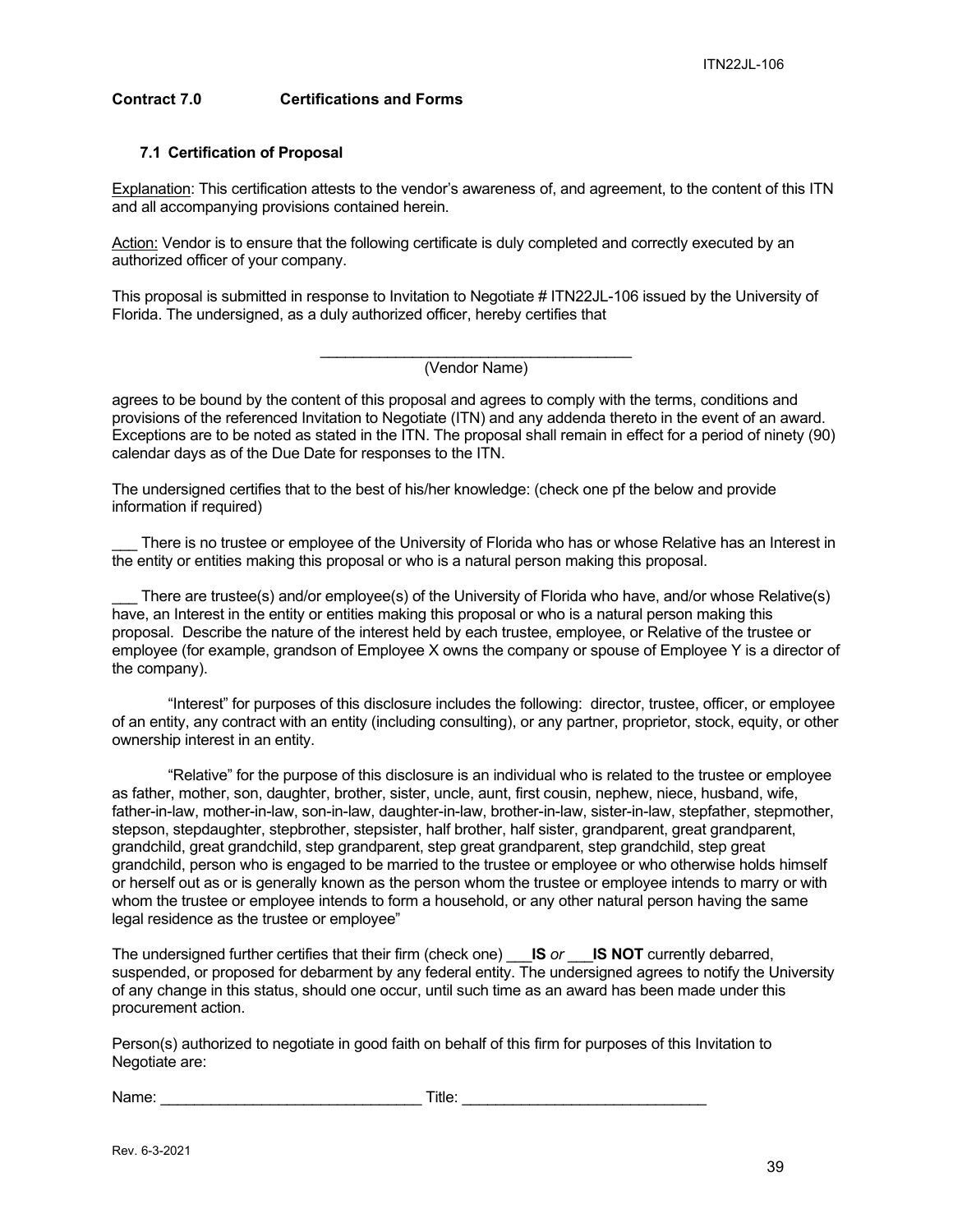## Contract 7.0 Certifications and Forms

### 7.1 Certification of Proposal

Explanation: This certification attests to the vendor's awareness of, and agreement, to the content of this ITN and all accompanying provisions contained herein.

Action: Vendor is to ensure that the following certificate is duly completed and correctly executed by an authorized officer of your company.

This proposal is submitted in response to Invitation to Negotiate # ITN22JL-106 issued by the University of Florida. The undersigned, as a duly authorized officer, hereby certifies that

_______________________________________
(Vendor Name)

agrees to be bound by the content of this proposal and agrees to comply with the terms, conditions and provisions of the referenced Invitation to Negotiate (ITN) and any addenda thereto in the event of an award. Exceptions are to be noted as stated in the ITN. The proposal shall remain in effect for a period of ninety (90) calendar days as of the Due Date for responses to the ITN.

The undersigned certifies that to the best of his/her knowledge: (check one pf the below and provide information if required)

___ There is no trustee or employee of the University of Florida who has or whose Relative has an Interest in the entity or entities making this proposal or who is a natural person making this proposal.

___ There are trustee(s) and/or employee(s) of the University of Florida who have, and/or whose Relative(s) have, an Interest in the entity or entities making this proposal or who is a natural person making this proposal. Describe the nature of the interest held by each trustee, employee, or Relative of the trustee or employee (for example, grandson of Employee X owns the company or spouse of Employee Y is a director of the company).

"Interest" for purposes of this disclosure includes the following: director, trustee, officer, or employee of an entity, any contract with an entity (including consulting), or any partner, proprietor, stock, equity, or other ownership interest in an entity.

"Relative" for the purpose of this disclosure is an individual who is related to the trustee or employee as father, mother, son, daughter, brother, sister, uncle, aunt, first cousin, nephew, niece, husband, wife, father-in-law, mother-in-law, son-in-law, daughter-in-law, brother-in-law, sister-in-law, stepfather, stepmother, stepson, stepdaughter, stepbrother, stepsister, half brother, half sister, grandparent, great grandparent, grandchild, great grandchild, step grandparent, step great grandparent, step grandchild, step great grandchild, person who is engaged to be married to the trustee or employee or who otherwise holds himself or herself out as or is generally known as the person whom the trustee or employee intends to marry or with whom the trustee or employee intends to form a household, or any other natural person having the same legal residence as the trustee or employee"

The undersigned further certifies that their firm (check one) ___**IS** *or* ___**IS NOT** currently debarred, suspended, or proposed for debarment by any federal entity. The undersigned agrees to notify the University of any change in this status, should one occur, until such time as an award has been made under this procurement action.

Person(s) authorized to negotiate in good faith on behalf of this firm for purposes of this Invitation to Negotiate are:

Name: _______________________________ Title: _____________________________

Rev. 6-3-2021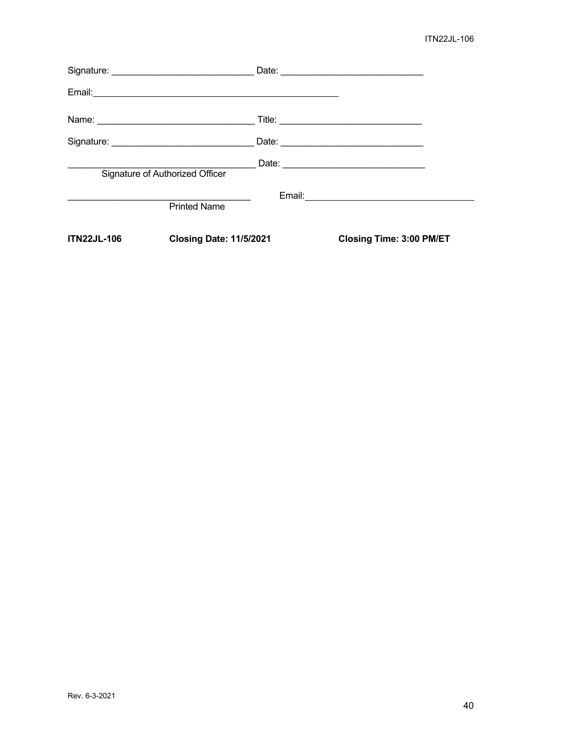Signature: ___________________________ Date: ____________________________

Email: ________________________________________________

Name: ______________________________ Title: ___________________________

Signature: ___________________________ Date: ____________________________

___________________________________ Date: ____________________________
Signature of Authorized Officer

___________________________________ Email: ________________________________
Printed Name

**ITN22JL-106** **Closing Date: 11/5/2021** **Closing Time: 3:00 PM/ET**

Rev. 6-3-2021